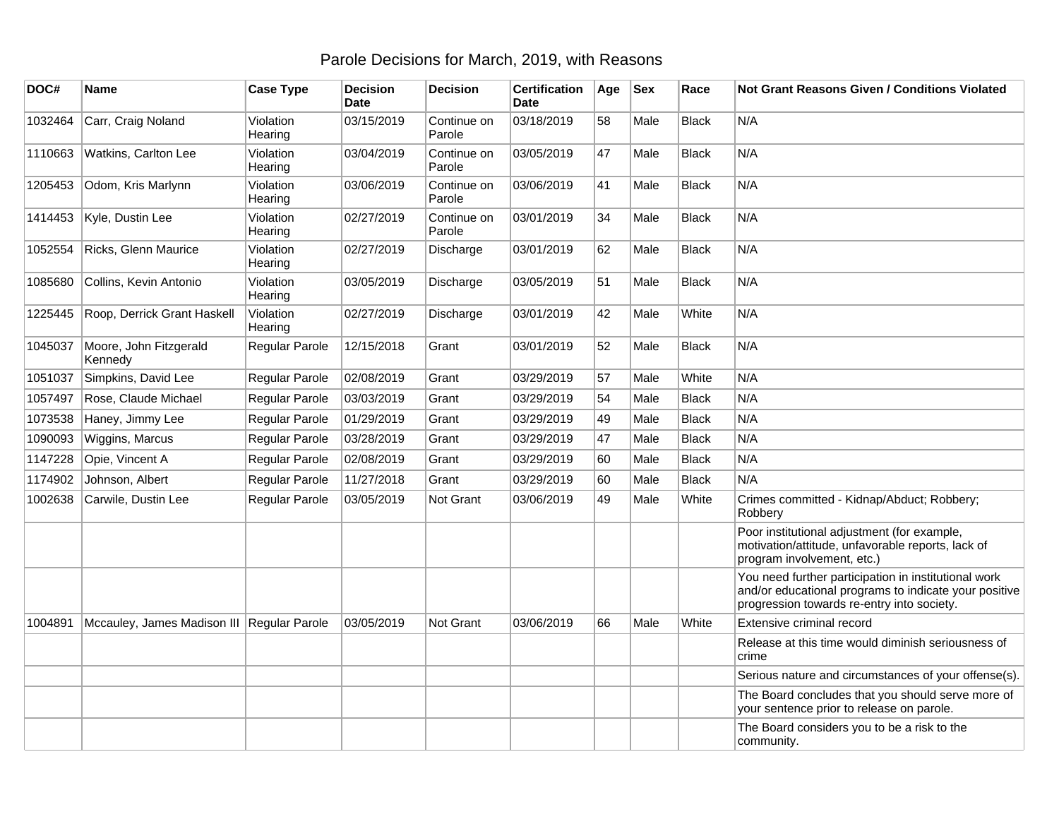# Parole Decisions for March, 2019, with Reasons

| DOC# | Name | Case Type | Decision Date | Decision | Certification Date | Age | Sex | Race | Not Grant Reasons Given / Conditions Violated |
|---|---|---|---|---|---|---|---|---|---|
| 1032464 | Carr, Craig Noland | Violation Hearing | 03/15/2019 | Continue on Parole | 03/18/2019 | 58 | Male | Black | N/A |
| 1110663 | Watkins, Carlton Lee | Violation Hearing | 03/04/2019 | Continue on Parole | 03/05/2019 | 47 | Male | Black | N/A |
| 1205453 | Odom, Kris Marlynn | Violation Hearing | 03/06/2019 | Continue on Parole | 03/06/2019 | 41 | Male | Black | N/A |
| 1414453 | Kyle, Dustin Lee | Violation Hearing | 02/27/2019 | Continue on Parole | 03/01/2019 | 34 | Male | Black | N/A |
| 1052554 | Ricks, Glenn Maurice | Violation Hearing | 02/27/2019 | Discharge | 03/01/2019 | 62 | Male | Black | N/A |
| 1085680 | Collins, Kevin Antonio | Violation Hearing | 03/05/2019 | Discharge | 03/05/2019 | 51 | Male | Black | N/A |
| 1225445 | Roop, Derrick Grant Haskell | Violation Hearing | 02/27/2019 | Discharge | 03/01/2019 | 42 | Male | White | N/A |
| 1045037 | Moore, John Fitzgerald Kennedy | Regular Parole | 12/15/2018 | Grant | 03/01/2019 | 52 | Male | Black | N/A |
| 1051037 | Simpkins, David Lee | Regular Parole | 02/08/2019 | Grant | 03/29/2019 | 57 | Male | White | N/A |
| 1057497 | Rose, Claude Michael | Regular Parole | 03/03/2019 | Grant | 03/29/2019 | 54 | Male | Black | N/A |
| 1073538 | Haney, Jimmy Lee | Regular Parole | 01/29/2019 | Grant | 03/29/2019 | 49 | Male | Black | N/A |
| 1090093 | Wiggins, Marcus | Regular Parole | 03/28/2019 | Grant | 03/29/2019 | 47 | Male | Black | N/A |
| 1147228 | Opie, Vincent A | Regular Parole | 02/08/2019 | Grant | 03/29/2019 | 60 | Male | Black | N/A |
| 1174902 | Johnson, Albert | Regular Parole | 11/27/2018 | Grant | 03/29/2019 | 60 | Male | Black | N/A |
| 1002638 | Carwile, Dustin Lee | Regular Parole | 03/05/2019 | Not Grant | 03/06/2019 | 49 | Male | White | Crimes committed - Kidnap/Abduct; Robbery; Robbery |
| | | | | | | | | | Poor institutional adjustment (for example, motivation/attitude, unfavorable reports, lack of program involvement, etc.) |
| | | | | | | | | | You need further participation in institutional work and/or educational programs to indicate your positive progression towards re-entry into society. |
| 1004891 | Mccauley, James Madison III | Regular Parole | 03/05/2019 | Not Grant | 03/06/2019 | 66 | Male | White | Extensive criminal record |
| | | | | | | | | | Release at this time would diminish seriousness of crime |
| | | | | | | | | | Serious nature and circumstances of your offense(s). |
| | | | | | | | | | The Board concludes that you should serve more of your sentence prior to release on parole. |
| | | | | | | | | | The Board considers you to be a risk to the community. |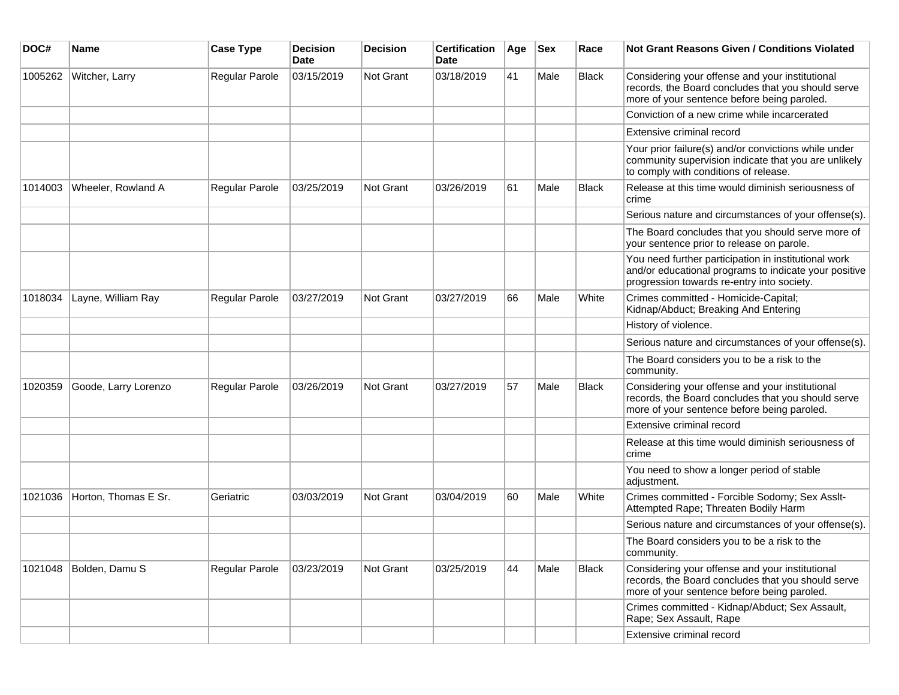| DOC# | Name | Case Type | Decision Date | Decision | Certification Date | Age | Sex | Race | Not Grant Reasons Given / Conditions Violated |
| --- | --- | --- | --- | --- | --- | --- | --- | --- | --- |
| 1005262 | Witcher, Larry | Regular Parole | 03/15/2019 | Not Grant | 03/18/2019 | 41 | Male | Black | Considering your offense and your institutional records, the Board concludes that you should serve more of your sentence before being paroled. |
| | | | | | | | | | Conviction of a new crime while incarcerated |
| | | | | | | | | | Extensive criminal record |
| | | | | | | | | | Your prior failure(s) and/or convictions while under community supervision indicate that you are unlikely to comply with conditions of release. |
| 1014003 | Wheeler, Rowland A | Regular Parole | 03/25/2019 | Not Grant | 03/26/2019 | 61 | Male | Black | Release at this time would diminish seriousness of crime |
| | | | | | | | | | Serious nature and circumstances of your offense(s). |
| | | | | | | | | | The Board concludes that you should serve more of your sentence prior to release on parole. |
| | | | | | | | | | You need further participation in institutional work and/or educational programs to indicate your positive progression towards re-entry into society. |
| 1018034 | Layne, William Ray | Regular Parole | 03/27/2019 | Not Grant | 03/27/2019 | 66 | Male | White | Crimes committed - Homicide-Capital; Kidnap/Abduct; Breaking And Entering |
| | | | | | | | | | History of violence. |
| | | | | | | | | | Serious nature and circumstances of your offense(s). |
| | | | | | | | | | The Board considers you to be a risk to the community. |
| 1020359 | Goode, Larry Lorenzo | Regular Parole | 03/26/2019 | Not Grant | 03/27/2019 | 57 | Male | Black | Considering your offense and your institutional records, the Board concludes that you should serve more of your sentence before being paroled. |
| | | | | | | | | | Extensive criminal record |
| | | | | | | | | | Release at this time would diminish seriousness of crime |
| | | | | | | | | | You need to show a longer period of stable adjustment. |
| 1021036 | Horton, Thomas E Sr. | Geriatric | 03/03/2019 | Not Grant | 03/04/2019 | 60 | Male | White | Crimes committed - Forcible Sodomy; Sex Asslt-Attempted Rape; Threaten Bodily Harm |
| | | | | | | | | | Serious nature and circumstances of your offense(s). |
| | | | | | | | | | The Board considers you to be a risk to the community. |
| 1021048 | Bolden, Damu S | Regular Parole | 03/23/2019 | Not Grant | 03/25/2019 | 44 | Male | Black | Considering your offense and your institutional records, the Board concludes that you should serve more of your sentence before being paroled. |
| | | | | | | | | | Crimes committed - Kidnap/Abduct; Sex Assault, Rape; Sex Assault, Rape |
| | | | | | | | | | Extensive criminal record |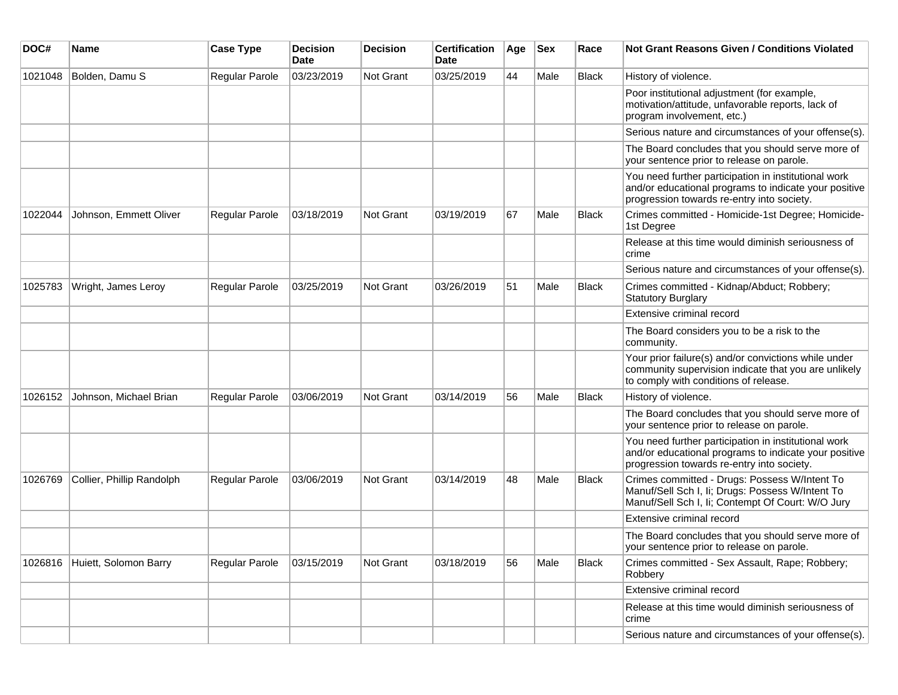| DOC# | Name | Case Type | Decision Date | Decision | Certification Date | Age | Sex | Race | Not Grant Reasons Given / Conditions Violated |
| --- | --- | --- | --- | --- | --- | --- | --- | --- | --- |
| 1021048 | Bolden, Damu S | Regular Parole | 03/23/2019 | Not Grant | 03/25/2019 | 44 | Male | Black | History of violence. |
| | | | | | | | | | Poor institutional adjustment (for example, motivation/attitude, unfavorable reports, lack of program involvement, etc.) |
| | | | | | | | | | Serious nature and circumstances of your offense(s). |
| | | | | | | | | | The Board concludes that you should serve more of your sentence prior to release on parole. |
| | | | | | | | | | You need further participation in institutional work and/or educational programs to indicate your positive progression towards re-entry into society. |
| 1022044 | Johnson, Emmett Oliver | Regular Parole | 03/18/2019 | Not Grant | 03/19/2019 | 67 | Male | Black | Crimes committed - Homicide-1st Degree; Homicide-1st Degree |
| | | | | | | | | | Release at this time would diminish seriousness of crime |
| | | | | | | | | | Serious nature and circumstances of your offense(s). |
| 1025783 | Wright, James Leroy | Regular Parole | 03/25/2019 | Not Grant | 03/26/2019 | 51 | Male | Black | Crimes committed - Kidnap/Abduct; Robbery; Statutory Burglary |
| | | | | | | | | | Extensive criminal record |
| | | | | | | | | | The Board considers you to be a risk to the community. |
| | | | | | | | | | Your prior failure(s) and/or convictions while under community supervision indicate that you are unlikely to comply with conditions of release. |
| 1026152 | Johnson, Michael Brian | Regular Parole | 03/06/2019 | Not Grant | 03/14/2019 | 56 | Male | Black | History of violence. |
| | | | | | | | | | The Board concludes that you should serve more of your sentence prior to release on parole. |
| | | | | | | | | | You need further participation in institutional work and/or educational programs to indicate your positive progression towards re-entry into society. |
| 1026769 | Collier, Phillip Randolph | Regular Parole | 03/06/2019 | Not Grant | 03/14/2019 | 48 | Male | Black | Crimes committed - Drugs: Possess W/Intent To Manuf/Sell Sch I, Ii; Drugs: Possess W/Intent To Manuf/Sell Sch I, Ii; Contempt Of Court: W/O Jury |
| | | | | | | | | | Extensive criminal record |
| | | | | | | | | | The Board concludes that you should serve more of your sentence prior to release on parole. |
| 1026816 | Huiett, Solomon Barry | Regular Parole | 03/15/2019 | Not Grant | 03/18/2019 | 56 | Male | Black | Crimes committed - Sex Assault, Rape; Robbery; Robbery |
| | | | | | | | | | Extensive criminal record |
| | | | | | | | | | Release at this time would diminish seriousness of crime |
| | | | | | | | | | Serious nature and circumstances of your offense(s). |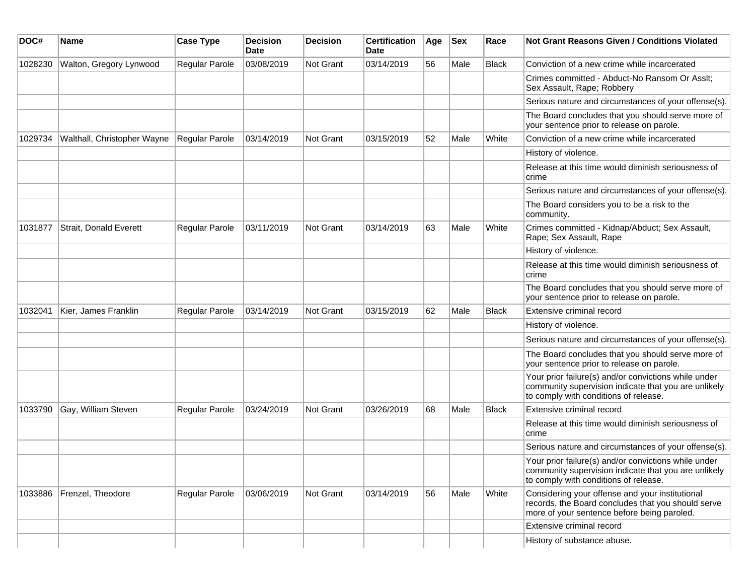| DOC# | Name | Case Type | Decision Date | Decision | Certification Date | Age | Sex | Race | Not Grant Reasons Given / Conditions Violated |
|---|---|---|---|---|---|---|---|---|---|
| 1028230 | Walton, Gregory Lynwood | Regular Parole | 03/08/2019 | Not Grant | 03/14/2019 | 56 | Male | Black | Conviction of a new crime while incarcerated |
| | | | | | | | | | Crimes committed - Abduct-No Ransom Or Asslt; Sex Assault, Rape; Robbery |
| | | | | | | | | | Serious nature and circumstances of your offense(s). |
| | | | | | | | | | The Board concludes that you should serve more of your sentence prior to release on parole. |
| 1029734 | Walthall, Christopher Wayne | Regular Parole | 03/14/2019 | Not Grant | 03/15/2019 | 52 | Male | White | Conviction of a new crime while incarcerated |
| | | | | | | | | | History of violence. |
| | | | | | | | | | Release at this time would diminish seriousness of crime |
| | | | | | | | | | Serious nature and circumstances of your offense(s). |
| | | | | | | | | | The Board considers you to be a risk to the community. |
| 1031877 | Strait, Donald Everett | Regular Parole | 03/11/2019 | Not Grant | 03/14/2019 | 63 | Male | White | Crimes committed - Kidnap/Abduct; Sex Assault, Rape; Sex Assault, Rape |
| | | | | | | | | | History of violence. |
| | | | | | | | | | Release at this time would diminish seriousness of crime |
| | | | | | | | | | The Board concludes that you should serve more of your sentence prior to release on parole. |
| 1032041 | Kier, James Franklin | Regular Parole | 03/14/2019 | Not Grant | 03/15/2019 | 62 | Male | Black | Extensive criminal record |
| | | | | | | | | | History of violence. |
| | | | | | | | | | Serious nature and circumstances of your offense(s). |
| | | | | | | | | | The Board concludes that you should serve more of your sentence prior to release on parole. |
| | | | | | | | | | Your prior failure(s) and/or convictions while under community supervision indicate that you are unlikely to comply with conditions of release. |
| 1033790 | Gay, William Steven | Regular Parole | 03/24/2019 | Not Grant | 03/26/2019 | 68 | Male | Black | Extensive criminal record |
| | | | | | | | | | Release at this time would diminish seriousness of crime |
| | | | | | | | | | Serious nature and circumstances of your offense(s). |
| | | | | | | | | | Your prior failure(s) and/or convictions while under community supervision indicate that you are unlikely to comply with conditions of release. |
| 1033886 | Frenzel, Theodore | Regular Parole | 03/06/2019 | Not Grant | 03/14/2019 | 56 | Male | White | Considering your offense and your institutional records, the Board concludes that you should serve more of your sentence before being paroled. |
| | | | | | | | | | Extensive criminal record |
| | | | | | | | | | History of substance abuse. |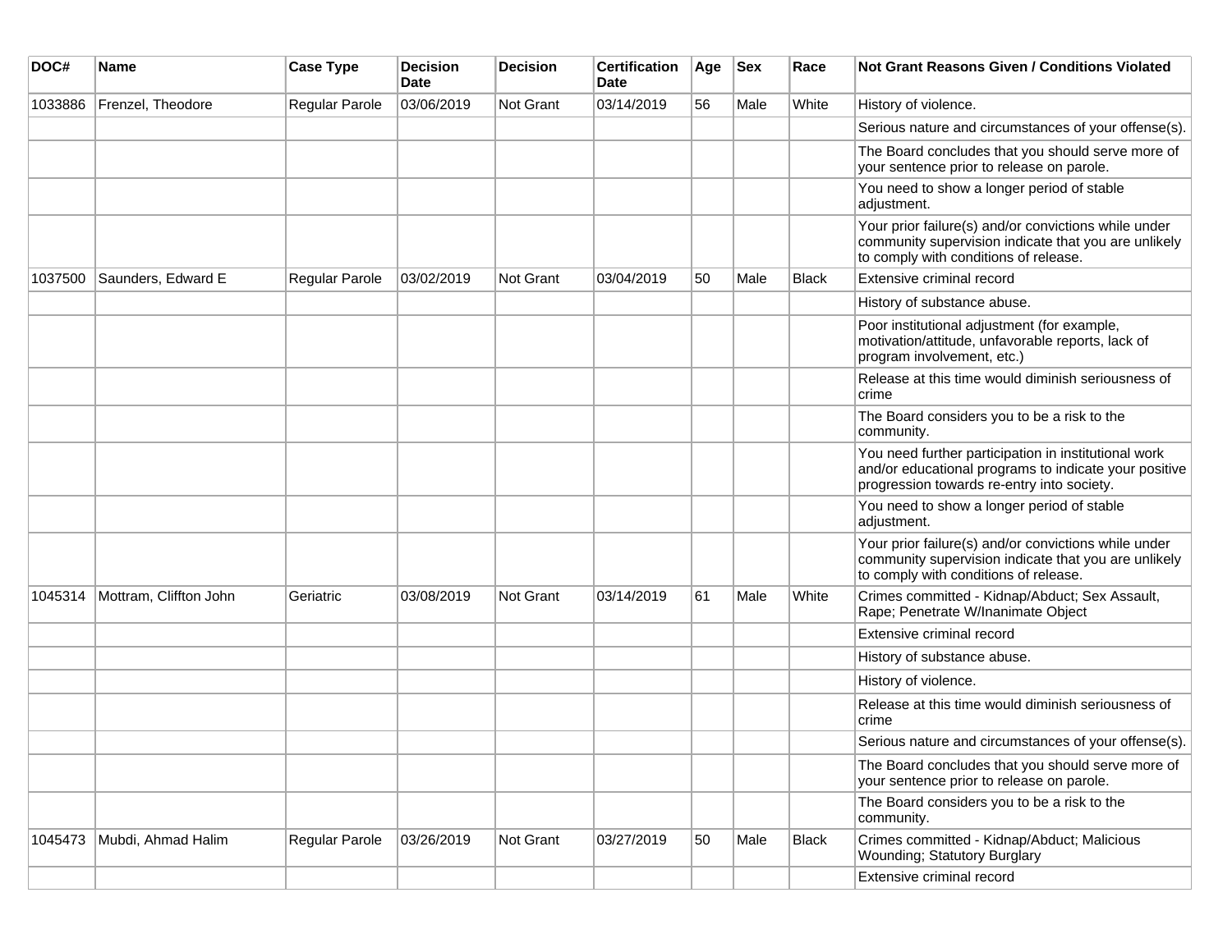| DOC# | Name | Case Type | Decision Date | Decision | Certification Date | Age | Sex | Race | Not Grant Reasons Given / Conditions Violated |
|---|---|---|---|---|---|---|---|---|---|
| 1033886 | Frenzel, Theodore | Regular Parole | 03/06/2019 | Not Grant | 03/14/2019 | 56 | Male | White | History of violence. |
| | | | | | | | | | Serious nature and circumstances of your offense(s). |
| | | | | | | | | | The Board concludes that you should serve more of your sentence prior to release on parole. |
| | | | | | | | | | You need to show a longer period of stable adjustment. |
| | | | | | | | | | Your prior failure(s) and/or convictions while under community supervision indicate that you are unlikely to comply with conditions of release. |
| 1037500 | Saunders, Edward E | Regular Parole | 03/02/2019 | Not Grant | 03/04/2019 | 50 | Male | Black | Extensive criminal record |
| | | | | | | | | | History of substance abuse. |
| | | | | | | | | | Poor institutional adjustment (for example, motivation/attitude, unfavorable reports, lack of program involvement, etc.) |
| | | | | | | | | | Release at this time would diminish seriousness of crime |
| | | | | | | | | | The Board considers you to be a risk to the community. |
| | | | | | | | | | You need further participation in institutional work and/or educational programs to indicate your positive progression towards re-entry into society. |
| | | | | | | | | | You need to show a longer period of stable adjustment. |
| | | | | | | | | | Your prior failure(s) and/or convictions while under community supervision indicate that you are unlikely to comply with conditions of release. |
| 1045314 | Mottram, Cliffton John | Geriatric | 03/08/2019 | Not Grant | 03/14/2019 | 61 | Male | White | Crimes committed - Kidnap/Abduct; Sex Assault, Rape; Penetrate W/Inanimate Object |
| | | | | | | | | | Extensive criminal record |
| | | | | | | | | | History of substance abuse. |
| | | | | | | | | | History of violence. |
| | | | | | | | | | Release at this time would diminish seriousness of crime |
| | | | | | | | | | Serious nature and circumstances of your offense(s). |
| | | | | | | | | | The Board concludes that you should serve more of your sentence prior to release on parole. |
| | | | | | | | | | The Board considers you to be a risk to the community. |
| 1045473 | Mubdi, Ahmad Halim | Regular Parole | 03/26/2019 | Not Grant | 03/27/2019 | 50 | Male | Black | Crimes committed - Kidnap/Abduct; Malicious Wounding; Statutory Burglary |
| | | | | | | | | | Extensive criminal record |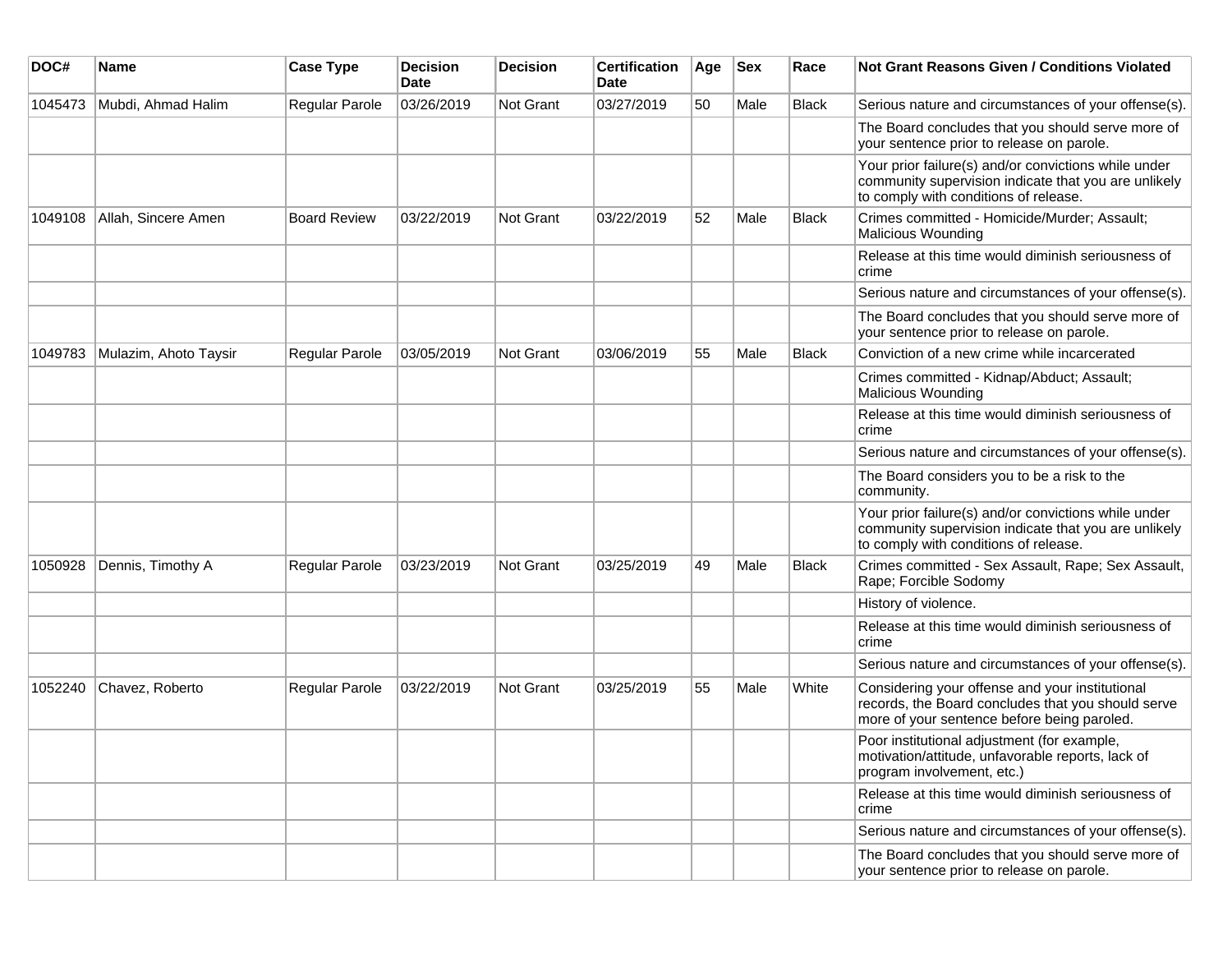| DOC# | Name | Case Type | Decision Date | Decision | Certification Date | Age | Sex | Race | Not Grant Reasons Given / Conditions Violated |
|---|---|---|---|---|---|---|---|---|---|
| 1045473 | Mubdi, Ahmad Halim | Regular Parole | 03/26/2019 | Not Grant | 03/27/2019 | 50 | Male | Black | Serious nature and circumstances of your offense(s). |
| | | | | | | | | | The Board concludes that you should serve more of your sentence prior to release on parole. |
| | | | | | | | | | Your prior failure(s) and/or convictions while under community supervision indicate that you are unlikely to comply with conditions of release. |
| 1049108 | Allah, Sincere Amen | Board Review | 03/22/2019 | Not Grant | 03/22/2019 | 52 | Male | Black | Crimes committed - Homicide/Murder; Assault; Malicious Wounding |
| | | | | | | | | | Release at this time would diminish seriousness of crime |
| | | | | | | | | | Serious nature and circumstances of your offense(s). |
| | | | | | | | | | The Board concludes that you should serve more of your sentence prior to release on parole. |
| 1049783 | Mulazim, Ahoto Taysir | Regular Parole | 03/05/2019 | Not Grant | 03/06/2019 | 55 | Male | Black | Conviction of a new crime while incarcerated |
| | | | | | | | | | Crimes committed - Kidnap/Abduct; Assault; Malicious Wounding |
| | | | | | | | | | Release at this time would diminish seriousness of crime |
| | | | | | | | | | Serious nature and circumstances of your offense(s). |
| | | | | | | | | | The Board considers you to be a risk to the community. |
| | | | | | | | | | Your prior failure(s) and/or convictions while under community supervision indicate that you are unlikely to comply with conditions of release. |
| 1050928 | Dennis, Timothy A | Regular Parole | 03/23/2019 | Not Grant | 03/25/2019 | 49 | Male | Black | Crimes committed - Sex Assault, Rape; Sex Assault, Rape; Forcible Sodomy |
| | | | | | | | | | History of violence. |
| | | | | | | | | | Release at this time would diminish seriousness of crime |
| | | | | | | | | | Serious nature and circumstances of your offense(s). |
| 1052240 | Chavez, Roberto | Regular Parole | 03/22/2019 | Not Grant | 03/25/2019 | 55 | Male | White | Considering your offense and your institutional records, the Board concludes that you should serve more of your sentence before being paroled. |
| | | | | | | | | | Poor institutional adjustment (for example, motivation/attitude, unfavorable reports, lack of program involvement, etc.) |
| | | | | | | | | | Release at this time would diminish seriousness of crime |
| | | | | | | | | | Serious nature and circumstances of your offense(s). |
| | | | | | | | | | The Board concludes that you should serve more of your sentence prior to release on parole. |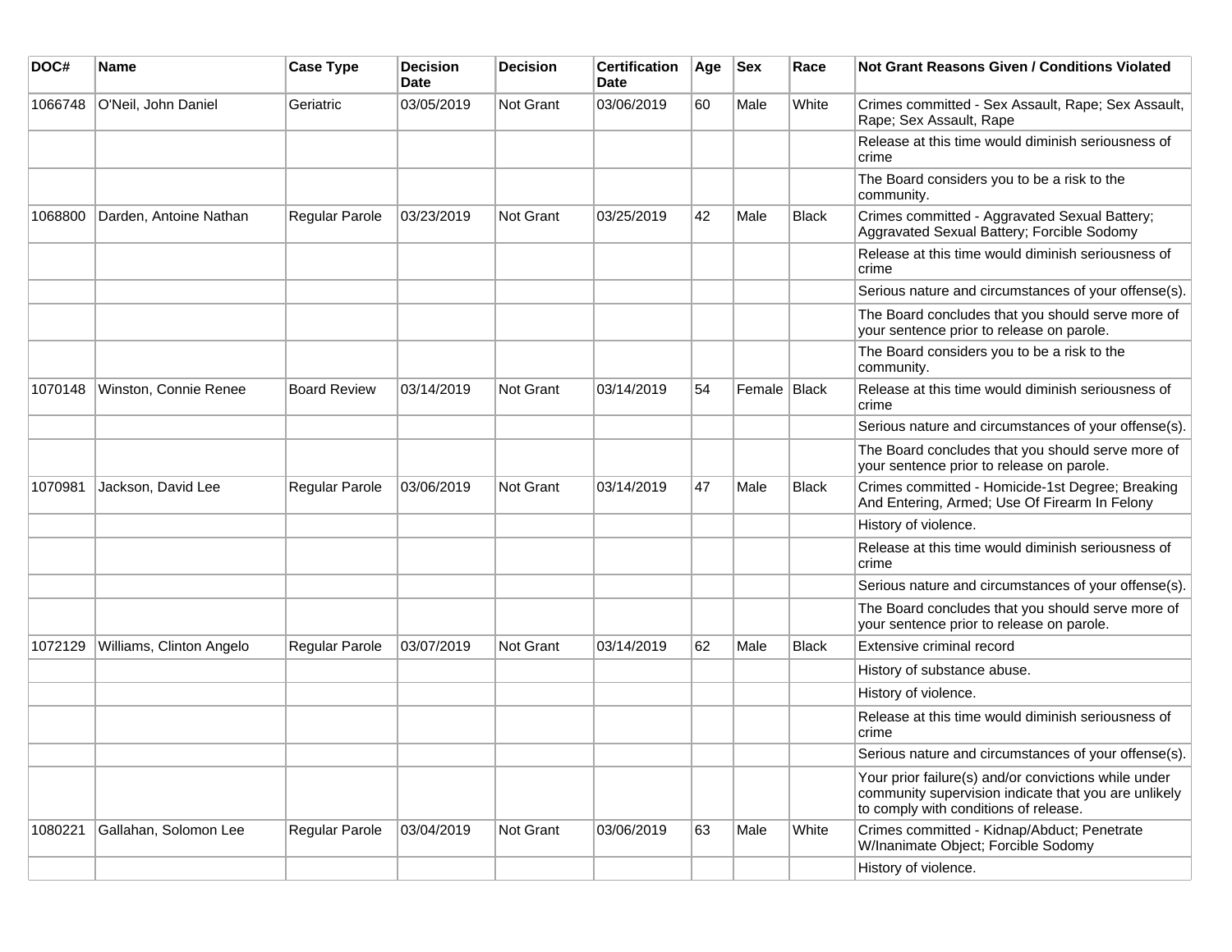| DOC# | Name | Case Type | Decision Date | Decision | Certification Date | Age | Sex | Race | Not Grant Reasons Given / Conditions Violated |
|---|---|---|---|---|---|---|---|---|---|
| 1066748 | O'Neil, John Daniel | Geriatric | 03/05/2019 | Not Grant | 03/06/2019 | 60 | Male | White | Crimes committed - Sex Assault, Rape; Sex Assault, Rape; Sex Assault, Rape |
| | | | | | | | | | Release at this time would diminish seriousness of crime |
| | | | | | | | | | The Board considers you to be a risk to the community. |
| 1068800 | Darden, Antoine Nathan | Regular Parole | 03/23/2019 | Not Grant | 03/25/2019 | 42 | Male | Black | Crimes committed - Aggravated Sexual Battery; Aggravated Sexual Battery; Forcible Sodomy |
| | | | | | | | | | Release at this time would diminish seriousness of crime |
| | | | | | | | | | Serious nature and circumstances of your offense(s). |
| | | | | | | | | | The Board concludes that you should serve more of your sentence prior to release on parole. |
| | | | | | | | | | The Board considers you to be a risk to the community. |
| 1070148 | Winston, Connie Renee | Board Review | 03/14/2019 | Not Grant | 03/14/2019 | 54 | Female | Black | Release at this time would diminish seriousness of crime |
| | | | | | | | | | Serious nature and circumstances of your offense(s). |
| | | | | | | | | | The Board concludes that you should serve more of your sentence prior to release on parole. |
| 1070981 | Jackson, David Lee | Regular Parole | 03/06/2019 | Not Grant | 03/14/2019 | 47 | Male | Black | Crimes committed - Homicide-1st Degree; Breaking And Entering, Armed; Use Of Firearm In Felony |
| | | | | | | | | | History of violence. |
| | | | | | | | | | Release at this time would diminish seriousness of crime |
| | | | | | | | | | Serious nature and circumstances of your offense(s). |
| | | | | | | | | | The Board concludes that you should serve more of your sentence prior to release on parole. |
| 1072129 | Williams, Clinton Angelo | Regular Parole | 03/07/2019 | Not Grant | 03/14/2019 | 62 | Male | Black | Extensive criminal record |
| | | | | | | | | | History of substance abuse. |
| | | | | | | | | | History of violence. |
| | | | | | | | | | Release at this time would diminish seriousness of crime |
| | | | | | | | | | Serious nature and circumstances of your offense(s). |
| | | | | | | | | | Your prior failure(s) and/or convictions while under community supervision indicate that you are unlikely to comply with conditions of release. |
| 1080221 | Gallahan, Solomon Lee | Regular Parole | 03/04/2019 | Not Grant | 03/06/2019 | 63 | Male | White | Crimes committed - Kidnap/Abduct; Penetrate W/Inanimate Object; Forcible Sodomy |
| | | | | | | | | | History of violence. |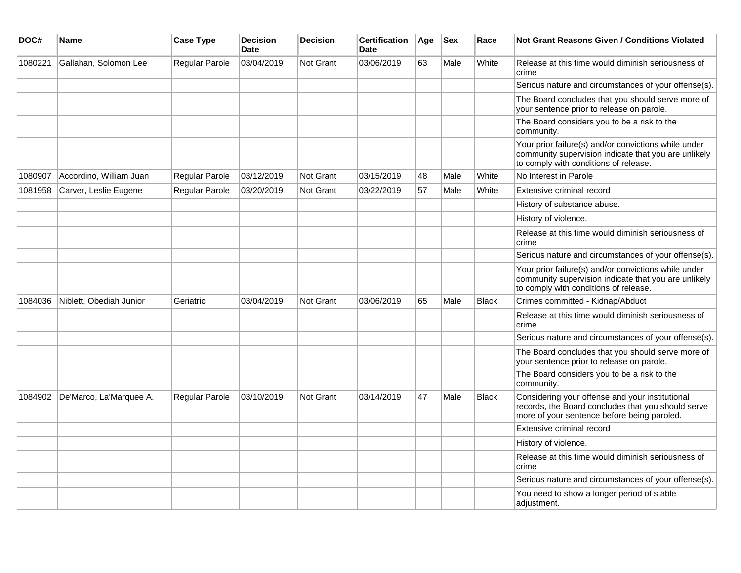| DOC# | Name | Case Type | Decision Date | Decision | Certification Date | Age | Sex | Race | Not Grant Reasons Given / Conditions Violated |
|---|---|---|---|---|---|---|---|---|---|
| 1080221 | Gallahan, Solomon Lee | Regular Parole | 03/04/2019 | Not Grant | 03/06/2019 | 63 | Male | White | Release at this time would diminish seriousness of crime |
| | | | | | | | | | Serious nature and circumstances of your offense(s). |
| | | | | | | | | | The Board concludes that you should serve more of your sentence prior to release on parole. |
| | | | | | | | | | The Board considers you to be a risk to the community. |
| | | | | | | | | | Your prior failure(s) and/or convictions while under community supervision indicate that you are unlikely to comply with conditions of release. |
| 1080907 | Accordino, William Juan | Regular Parole | 03/12/2019 | Not Grant | 03/15/2019 | 48 | Male | White | No Interest in Parole |
| 1081958 | Carver, Leslie Eugene | Regular Parole | 03/20/2019 | Not Grant | 03/22/2019 | 57 | Male | White | Extensive criminal record |
| | | | | | | | | | History of substance abuse. |
| | | | | | | | | | History of violence. |
| | | | | | | | | | Release at this time would diminish seriousness of crime |
| | | | | | | | | | Serious nature and circumstances of your offense(s). |
| | | | | | | | | | Your prior failure(s) and/or convictions while under community supervision indicate that you are unlikely to comply with conditions of release. |
| 1084036 | Niblett, Obediah Junior | Geriatric | 03/04/2019 | Not Grant | 03/06/2019 | 65 | Male | Black | Crimes committed - Kidnap/Abduct |
| | | | | | | | | | Release at this time would diminish seriousness of crime |
| | | | | | | | | | Serious nature and circumstances of your offense(s). |
| | | | | | | | | | The Board concludes that you should serve more of your sentence prior to release on parole. |
| | | | | | | | | | The Board considers you to be a risk to the community. |
| 1084902 | De'Marco, La'Marquee A. | Regular Parole | 03/10/2019 | Not Grant | 03/14/2019 | 47 | Male | Black | Considering your offense and your institutional records, the Board concludes that you should serve more of your sentence before being paroled. |
| | | | | | | | | | Extensive criminal record |
| | | | | | | | | | History of violence. |
| | | | | | | | | | Release at this time would diminish seriousness of crime |
| | | | | | | | | | Serious nature and circumstances of your offense(s). |
| | | | | | | | | | You need to show a longer period of stable adjustment. |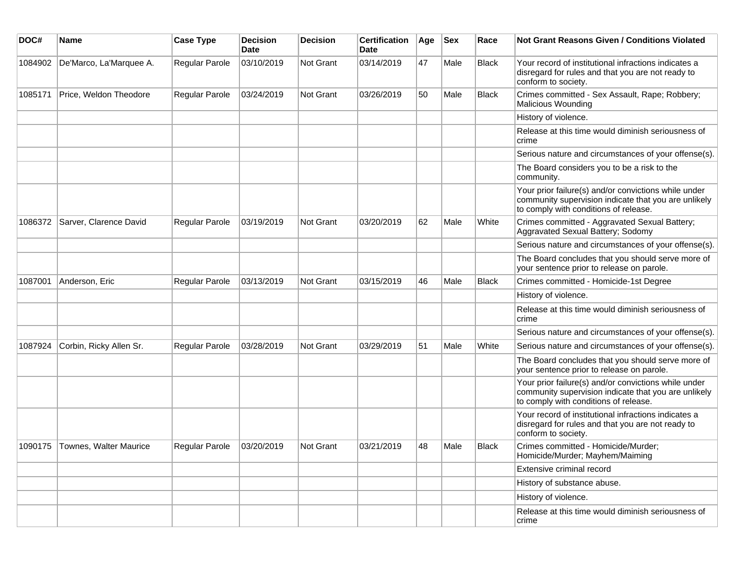| DOC# | Name | Case Type | Decision Date | Decision | Certification Date | Age | Sex | Race | Not Grant Reasons Given / Conditions Violated |
|---|---|---|---|---|---|---|---|---|---|
| 1084902 | De'Marco, La'Marquee A. | Regular Parole | 03/10/2019 | Not Grant | 03/14/2019 | 47 | Male | Black | Your record of institutional infractions indicates a disregard for rules and that you are not ready to conform to society. |
| 1085171 | Price, Weldon Theodore | Regular Parole | 03/24/2019 | Not Grant | 03/26/2019 | 50 | Male | Black | Crimes committed - Sex Assault, Rape; Robbery; Malicious Wounding |
| | | | | | | | | | History of violence. |
| | | | | | | | | | Release at this time would diminish seriousness of crime |
| | | | | | | | | | Serious nature and circumstances of your offense(s). |
| | | | | | | | | | The Board considers you to be a risk to the community. |
| | | | | | | | | | Your prior failure(s) and/or convictions while under community supervision indicate that you are unlikely to comply with conditions of release. |
| 1086372 | Sarver, Clarence David | Regular Parole | 03/19/2019 | Not Grant | 03/20/2019 | 62 | Male | White | Crimes committed - Aggravated Sexual Battery; Aggravated Sexual Battery; Sodomy |
| | | | | | | | | | Serious nature and circumstances of your offense(s). |
| | | | | | | | | | The Board concludes that you should serve more of your sentence prior to release on parole. |
| 1087001 | Anderson, Eric | Regular Parole | 03/13/2019 | Not Grant | 03/15/2019 | 46 | Male | Black | Crimes committed - Homicide-1st Degree |
| | | | | | | | | | History of violence. |
| | | | | | | | | | Release at this time would diminish seriousness of crime |
| | | | | | | | | | Serious nature and circumstances of your offense(s). |
| 1087924 | Corbin, Ricky Allen Sr. | Regular Parole | 03/28/2019 | Not Grant | 03/29/2019 | 51 | Male | White | Serious nature and circumstances of your offense(s). |
| | | | | | | | | | The Board concludes that you should serve more of your sentence prior to release on parole. |
| | | | | | | | | | Your prior failure(s) and/or convictions while under community supervision indicate that you are unlikely to comply with conditions of release. |
| | | | | | | | | | Your record of institutional infractions indicates a disregard for rules and that you are not ready to conform to society. |
| 1090175 | Townes, Walter Maurice | Regular Parole | 03/20/2019 | Not Grant | 03/21/2019 | 48 | Male | Black | Crimes committed - Homicide/Murder; Homicide/Murder; Mayhem/Maiming |
| | | | | | | | | | Extensive criminal record |
| | | | | | | | | | History of substance abuse. |
| | | | | | | | | | History of violence. |
| | | | | | | | | | Release at this time would diminish seriousness of crime |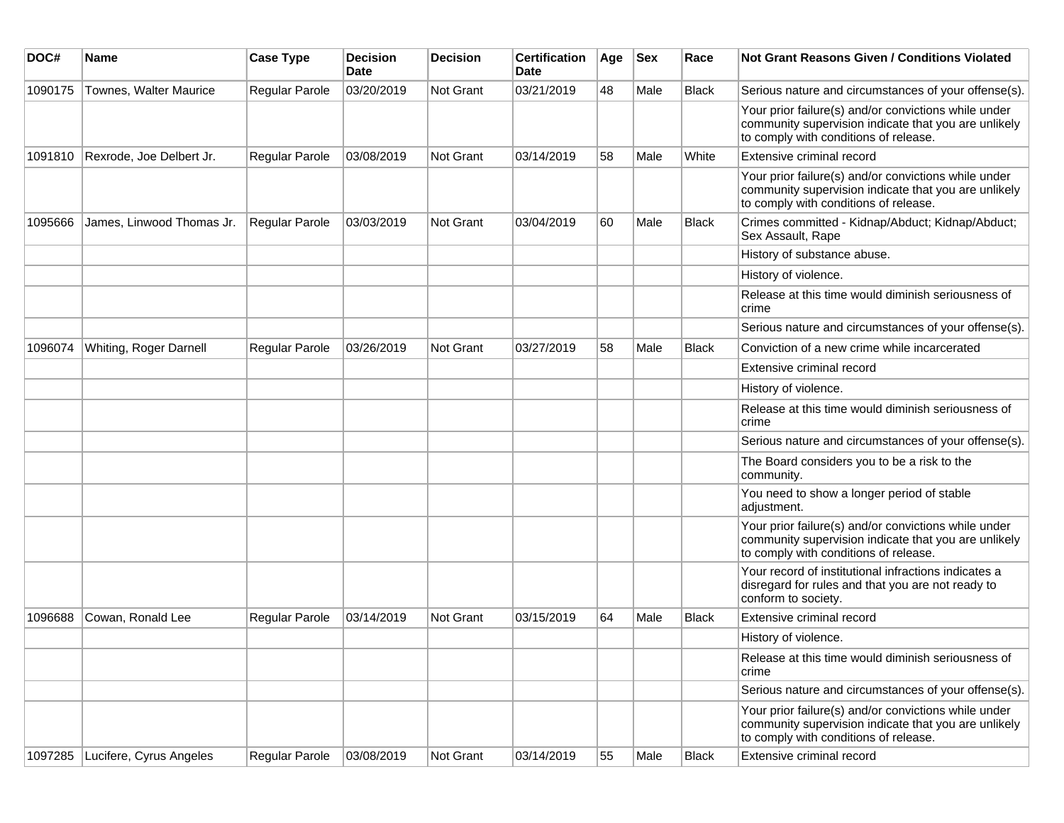| DOC# | Name | Case Type | Decision Date | Decision | Certification Date | Age | Sex | Race | Not Grant Reasons Given / Conditions Violated |
|---|---|---|---|---|---|---|---|---|---|
| 1090175 | Townes, Walter Maurice | Regular Parole | 03/20/2019 | Not Grant | 03/21/2019 | 48 | Male | Black | Serious nature and circumstances of your offense(s). |
| | | | | | | | | | Your prior failure(s) and/or convictions while under community supervision indicate that you are unlikely to comply with conditions of release. |
| 1091810 | Rexrode, Joe Delbert Jr. | Regular Parole | 03/08/2019 | Not Grant | 03/14/2019 | 58 | Male | White | Extensive criminal record |
| | | | | | | | | | Your prior failure(s) and/or convictions while under community supervision indicate that you are unlikely to comply with conditions of release. |
| 1095666 | James, Linwood Thomas Jr. | Regular Parole | 03/03/2019 | Not Grant | 03/04/2019 | 60 | Male | Black | Crimes committed - Kidnap/Abduct; Kidnap/Abduct; Sex Assault, Rape |
| | | | | | | | | | History of substance abuse. |
| | | | | | | | | | History of violence. |
| | | | | | | | | | Release at this time would diminish seriousness of crime |
| | | | | | | | | | Serious nature and circumstances of your offense(s). |
| 1096074 | Whiting, Roger Darnell | Regular Parole | 03/26/2019 | Not Grant | 03/27/2019 | 58 | Male | Black | Conviction of a new crime while incarcerated |
| | | | | | | | | | Extensive criminal record |
| | | | | | | | | | History of violence. |
| | | | | | | | | | Release at this time would diminish seriousness of crime |
| | | | | | | | | | Serious nature and circumstances of your offense(s). |
| | | | | | | | | | The Board considers you to be a risk to the community. |
| | | | | | | | | | You need to show a longer period of stable adjustment. |
| | | | | | | | | | Your prior failure(s) and/or convictions while under community supervision indicate that you are unlikely to comply with conditions of release. |
| | | | | | | | | | Your record of institutional infractions indicates a disregard for rules and that you are not ready to conform to society. |
| 1096688 | Cowan, Ronald Lee | Regular Parole | 03/14/2019 | Not Grant | 03/15/2019 | 64 | Male | Black | Extensive criminal record |
| | | | | | | | | | History of violence. |
| | | | | | | | | | Release at this time would diminish seriousness of crime |
| | | | | | | | | | Serious nature and circumstances of your offense(s). |
| | | | | | | | | | Your prior failure(s) and/or convictions while under community supervision indicate that you are unlikely to comply with conditions of release. |
| 1097285 | Lucifere, Cyrus Angeles | Regular Parole | 03/08/2019 | Not Grant | 03/14/2019 | 55 | Male | Black | Extensive criminal record |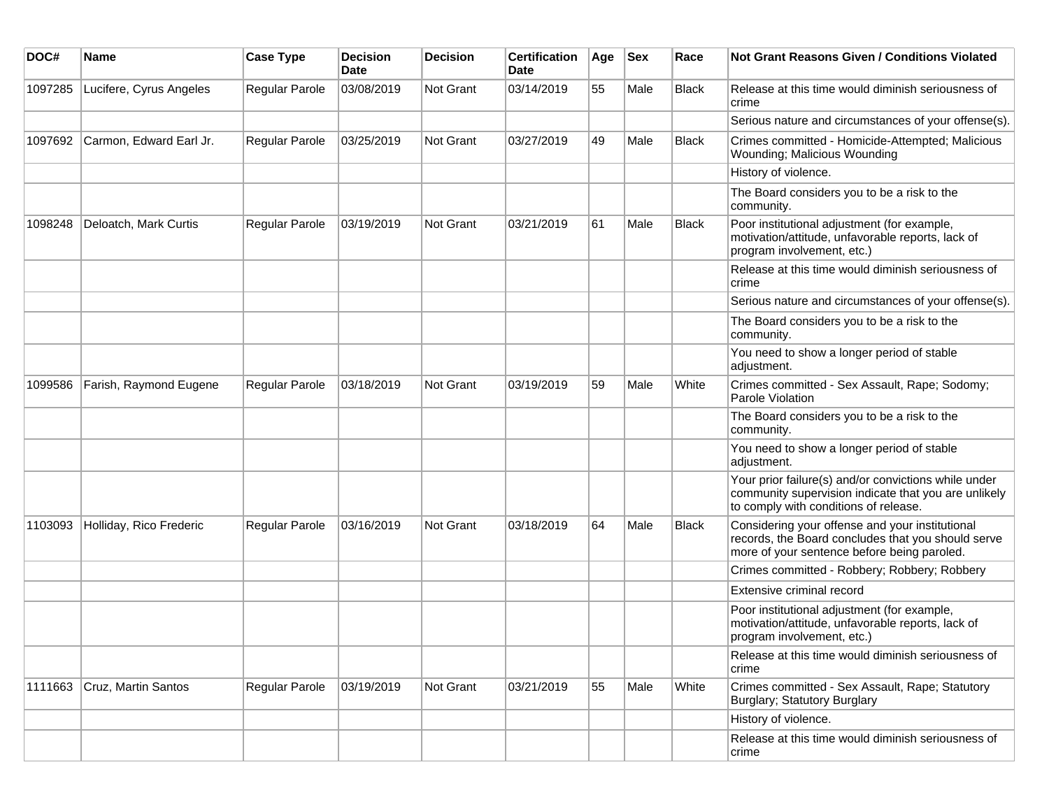| DOC# | Name | Case Type | Decision Date | Decision | Certification Date | Age | Sex | Race | Not Grant Reasons Given / Conditions Violated |
|---|---|---|---|---|---|---|---|---|---|
| 1097285 | Lucifere, Cyrus Angeles | Regular Parole | 03/08/2019 | Not Grant | 03/14/2019 | 55 | Male | Black | Release at this time would diminish seriousness of crime |
| | | | | | | | | | Serious nature and circumstances of your offense(s). |
| 1097692 | Carmon, Edward Earl Jr. | Regular Parole | 03/25/2019 | Not Grant | 03/27/2019 | 49 | Male | Black | Crimes committed - Homicide-Attempted; Malicious Wounding; Malicious Wounding |
| | | | | | | | | | History of violence. |
| | | | | | | | | | The Board considers you to be a risk to the community. |
| 1098248 | Deloatch, Mark Curtis | Regular Parole | 03/19/2019 | Not Grant | 03/21/2019 | 61 | Male | Black | Poor institutional adjustment (for example, motivation/attitude, unfavorable reports, lack of program involvement, etc.) |
| | | | | | | | | | Release at this time would diminish seriousness of crime |
| | | | | | | | | | Serious nature and circumstances of your offense(s). |
| | | | | | | | | | The Board considers you to be a risk to the community. |
| | | | | | | | | | You need to show a longer period of stable adjustment. |
| 1099586 | Farish, Raymond Eugene | Regular Parole | 03/18/2019 | Not Grant | 03/19/2019 | 59 | Male | White | Crimes committed - Sex Assault, Rape; Sodomy; Parole Violation |
| | | | | | | | | | The Board considers you to be a risk to the community. |
| | | | | | | | | | You need to show a longer period of stable adjustment. |
| | | | | | | | | | Your prior failure(s) and/or convictions while under community supervision indicate that you are unlikely to comply with conditions of release. |
| 1103093 | Holliday, Rico Frederic | Regular Parole | 03/16/2019 | Not Grant | 03/18/2019 | 64 | Male | Black | Considering your offense and your institutional records, the Board concludes that you should serve more of your sentence before being paroled. |
| | | | | | | | | | Crimes committed - Robbery; Robbery; Robbery |
| | | | | | | | | | Extensive criminal record |
| | | | | | | | | | Poor institutional adjustment (for example, motivation/attitude, unfavorable reports, lack of program involvement, etc.) |
| | | | | | | | | | Release at this time would diminish seriousness of crime |
| 1111663 | Cruz, Martin Santos | Regular Parole | 03/19/2019 | Not Grant | 03/21/2019 | 55 | Male | White | Crimes committed - Sex Assault, Rape; Statutory Burglary; Statutory Burglary |
| | | | | | | | | | History of violence. |
| | | | | | | | | | Release at this time would diminish seriousness of crime |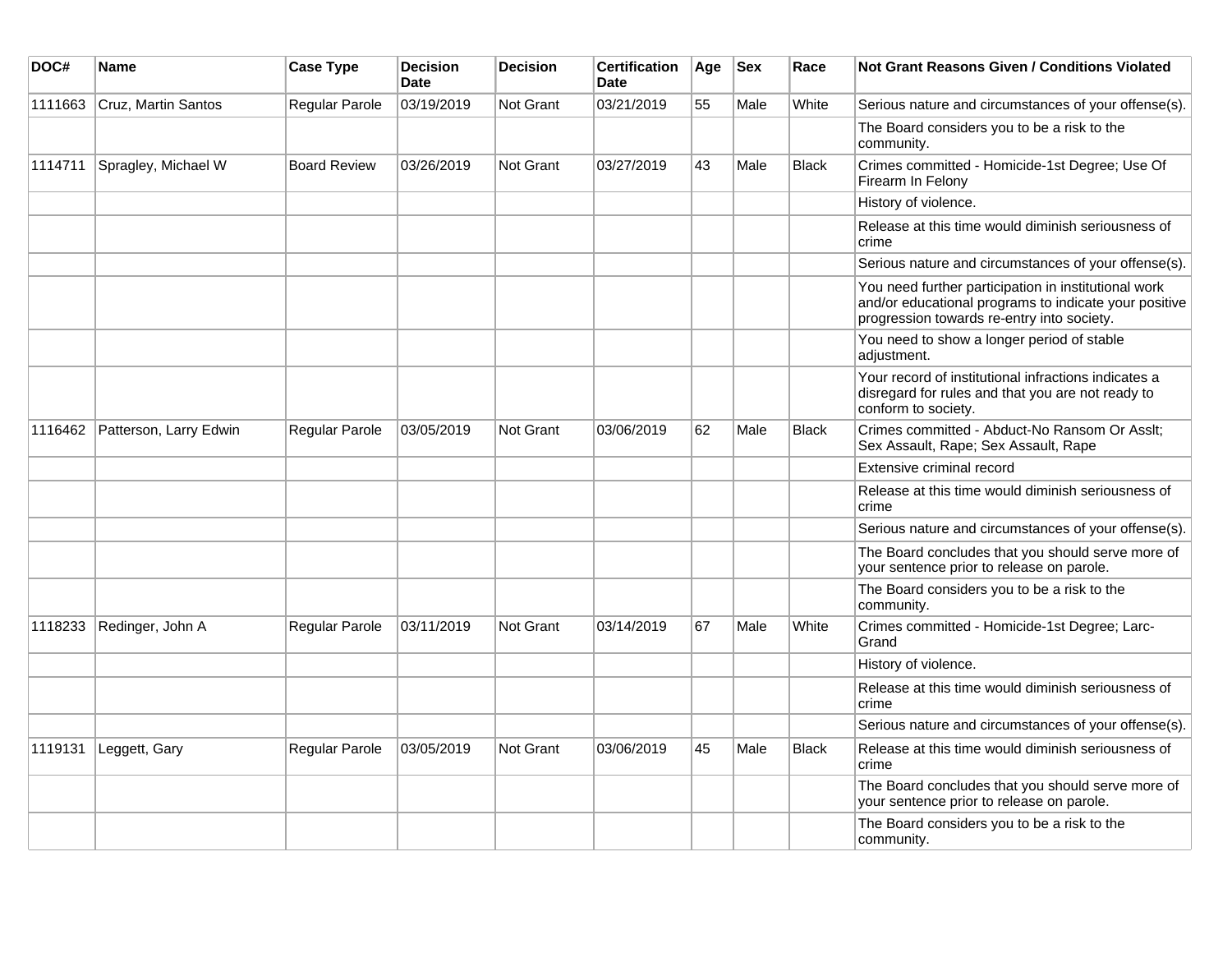| DOC# | Name | Case Type | Decision Date | Decision | Certification Date | Age | Sex | Race | Not Grant Reasons Given / Conditions Violated |
|---|---|---|---|---|---|---|---|---|---|
| 1111663 | Cruz, Martin Santos | Regular Parole | 03/19/2019 | Not Grant | 03/21/2019 | 55 | Male | White | Serious nature and circumstances of your offense(s). |
| | | | | | | | | | The Board considers you to be a risk to the community. |
| 1114711 | Spragley, Michael W | Board Review | 03/26/2019 | Not Grant | 03/27/2019 | 43 | Male | Black | Crimes committed - Homicide-1st Degree; Use Of Firearm In Felony |
| | | | | | | | | | History of violence. |
| | | | | | | | | | Release at this time would diminish seriousness of crime |
| | | | | | | | | | Serious nature and circumstances of your offense(s). |
| | | | | | | | | | You need further participation in institutional work and/or educational programs to indicate your positive progression towards re-entry into society. |
| | | | | | | | | | You need to show a longer period of stable adjustment. |
| | | | | | | | | | Your record of institutional infractions indicates a disregard for rules and that you are not ready to conform to society. |
| 1116462 | Patterson, Larry Edwin | Regular Parole | 03/05/2019 | Not Grant | 03/06/2019 | 62 | Male | Black | Crimes committed - Abduct-No Ransom Or Asslt; Sex Assault, Rape; Sex Assault, Rape |
| | | | | | | | | | Extensive criminal record |
| | | | | | | | | | Release at this time would diminish seriousness of crime |
| | | | | | | | | | Serious nature and circumstances of your offense(s). |
| | | | | | | | | | The Board concludes that you should serve more of your sentence prior to release on parole. |
| | | | | | | | | | The Board considers you to be a risk to the community. |
| 1118233 | Redinger, John A | Regular Parole | 03/11/2019 | Not Grant | 03/14/2019 | 67 | Male | White | Crimes committed - Homicide-1st Degree; Larc-Grand |
| | | | | | | | | | History of violence. |
| | | | | | | | | | Release at this time would diminish seriousness of crime |
| | | | | | | | | | Serious nature and circumstances of your offense(s). |
| 1119131 | Leggett, Gary | Regular Parole | 03/05/2019 | Not Grant | 03/06/2019 | 45 | Male | Black | Release at this time would diminish seriousness of crime |
| | | | | | | | | | The Board concludes that you should serve more of your sentence prior to release on parole. |
| | | | | | | | | | The Board considers you to be a risk to the community. |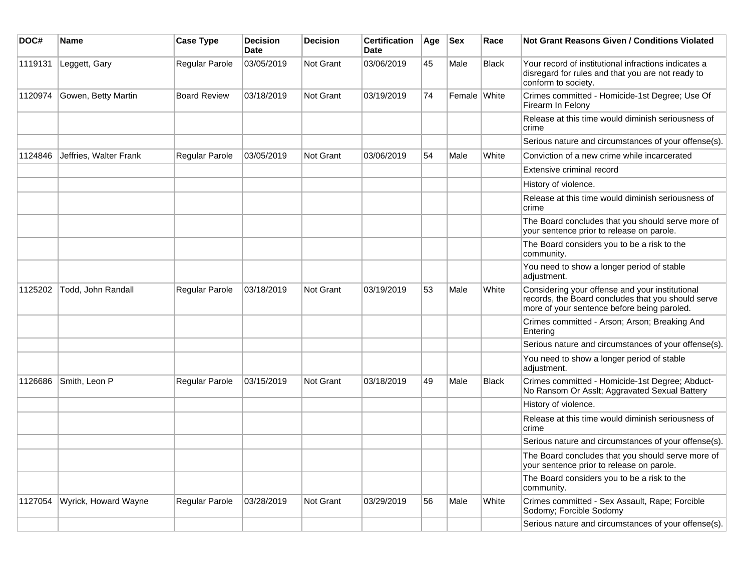| DOC# | Name | Case Type | Decision Date | Decision | Certification Date | Age | Sex | Race | Not Grant Reasons Given / Conditions Violated |
|---|---|---|---|---|---|---|---|---|---|
| 1119131 | Leggett, Gary | Regular Parole | 03/05/2019 | Not Grant | 03/06/2019 | 45 | Male | Black | Your record of institutional infractions indicates a disregard for rules and that you are not ready to conform to society. |
| 1120974 | Gowen, Betty Martin | Board Review | 03/18/2019 | Not Grant | 03/19/2019 | 74 | Female | White | Crimes committed - Homicide-1st Degree; Use Of Firearm In Felony |
| | | | | | | | | | Release at this time would diminish seriousness of crime |
| | | | | | | | | | Serious nature and circumstances of your offense(s). |
| 1124846 | Jeffries, Walter Frank | Regular Parole | 03/05/2019 | Not Grant | 03/06/2019 | 54 | Male | White | Conviction of a new crime while incarcerated |
| | | | | | | | | | Extensive criminal record |
| | | | | | | | | | History of violence. |
| | | | | | | | | | Release at this time would diminish seriousness of crime |
| | | | | | | | | | The Board concludes that you should serve more of your sentence prior to release on parole. |
| | | | | | | | | | The Board considers you to be a risk to the community. |
| | | | | | | | | | You need to show a longer period of stable adjustment. |
| 1125202 | Todd, John Randall | Regular Parole | 03/18/2019 | Not Grant | 03/19/2019 | 53 | Male | White | Considering your offense and your institutional records, the Board concludes that you should serve more of your sentence before being paroled. |
| | | | | | | | | | Crimes committed - Arson; Arson; Breaking And Entering |
| | | | | | | | | | Serious nature and circumstances of your offense(s). |
| | | | | | | | | | You need to show a longer period of stable adjustment. |
| 1126686 | Smith, Leon P | Regular Parole | 03/15/2019 | Not Grant | 03/18/2019 | 49 | Male | Black | Crimes committed - Homicide-1st Degree; Abduct-No Ransom Or Asslt; Aggravated Sexual Battery |
| | | | | | | | | | History of violence. |
| | | | | | | | | | Release at this time would diminish seriousness of crime |
| | | | | | | | | | Serious nature and circumstances of your offense(s). |
| | | | | | | | | | The Board concludes that you should serve more of your sentence prior to release on parole. |
| | | | | | | | | | The Board considers you to be a risk to the community. |
| 1127054 | Wyrick, Howard Wayne | Regular Parole | 03/28/2019 | Not Grant | 03/29/2019 | 56 | Male | White | Crimes committed - Sex Assault, Rape; Forcible Sodomy; Forcible Sodomy |
| | | | | | | | | | Serious nature and circumstances of your offense(s). |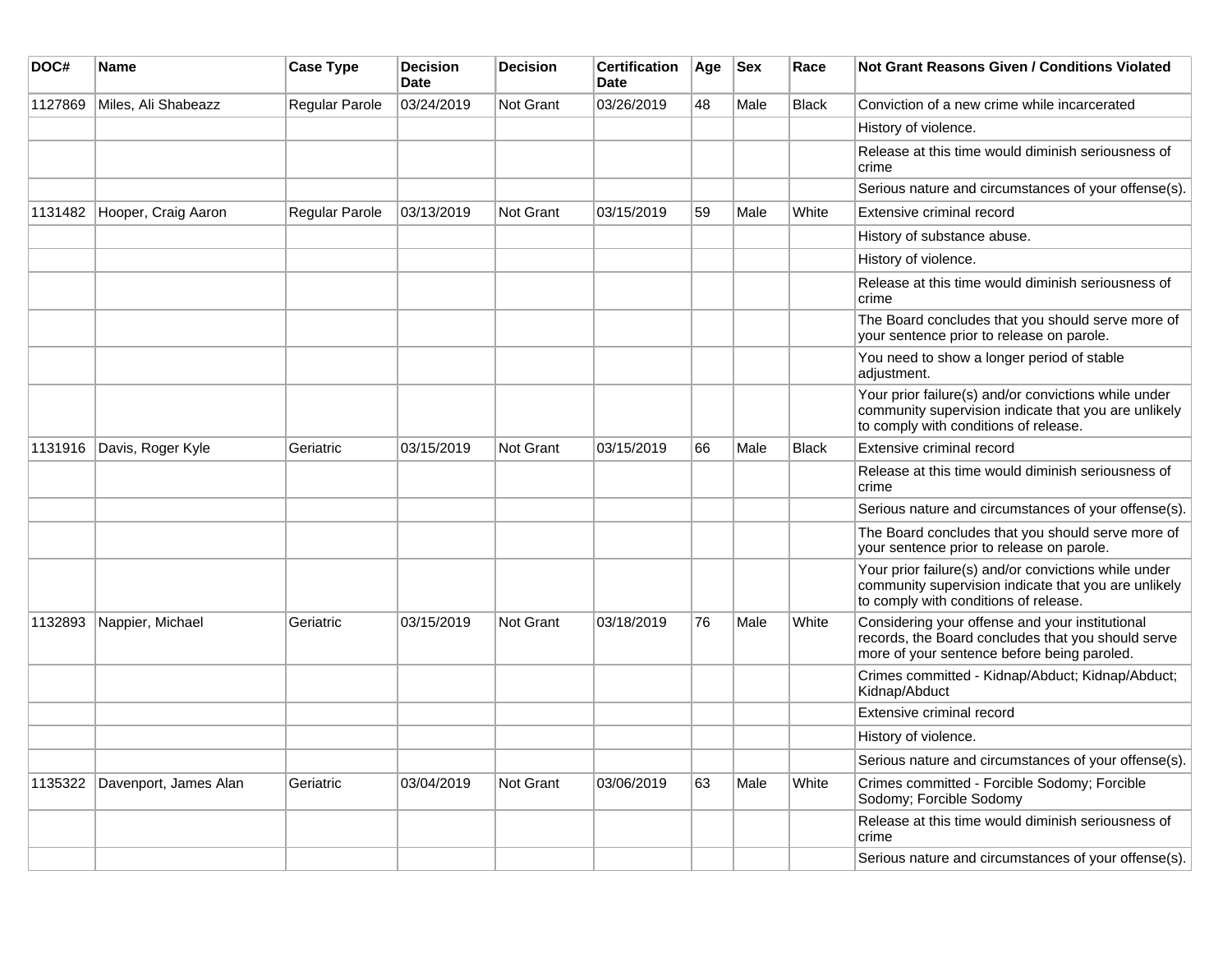| DOC# | Name | Case Type | Decision Date | Decision | Certification Date | Age | Sex | Race | Not Grant Reasons Given / Conditions Violated |
|---|---|---|---|---|---|---|---|---|---|
| 1127869 | Miles, Ali Shabeazz | Regular Parole | 03/24/2019 | Not Grant | 03/26/2019 | 48 | Male | Black | Conviction of a new crime while incarcerated |
| | | | | | | | | | History of violence. |
| | | | | | | | | | Release at this time would diminish seriousness of crime |
| | | | | | | | | | Serious nature and circumstances of your offense(s). |
| 1131482 | Hooper, Craig Aaron | Regular Parole | 03/13/2019 | Not Grant | 03/15/2019 | 59 | Male | White | Extensive criminal record |
| | | | | | | | | | History of substance abuse. |
| | | | | | | | | | History of violence. |
| | | | | | | | | | Release at this time would diminish seriousness of crime |
| | | | | | | | | | The Board concludes that you should serve more of your sentence prior to release on parole. |
| | | | | | | | | | You need to show a longer period of stable adjustment. |
| | | | | | | | | | Your prior failure(s) and/or convictions while under community supervision indicate that you are unlikely to comply with conditions of release. |
| 1131916 | Davis, Roger Kyle | Geriatric | 03/15/2019 | Not Grant | 03/15/2019 | 66 | Male | Black | Extensive criminal record |
| | | | | | | | | | Release at this time would diminish seriousness of crime |
| | | | | | | | | | Serious nature and circumstances of your offense(s). |
| | | | | | | | | | The Board concludes that you should serve more of your sentence prior to release on parole. |
| | | | | | | | | | Your prior failure(s) and/or convictions while under community supervision indicate that you are unlikely to comply with conditions of release. |
| 1132893 | Nappier, Michael | Geriatric | 03/15/2019 | Not Grant | 03/18/2019 | 76 | Male | White | Considering your offense and your institutional records, the Board concludes that you should serve more of your sentence before being paroled. |
| | | | | | | | | | Crimes committed - Kidnap/Abduct; Kidnap/Abduct; Kidnap/Abduct |
| | | | | | | | | | Extensive criminal record |
| | | | | | | | | | History of violence. |
| | | | | | | | | | Serious nature and circumstances of your offense(s). |
| 1135322 | Davenport, James Alan | Geriatric | 03/04/2019 | Not Grant | 03/06/2019 | 63 | Male | White | Crimes committed - Forcible Sodomy; Forcible Sodomy; Forcible Sodomy |
| | | | | | | | | | Release at this time would diminish seriousness of crime |
| | | | | | | | | | Serious nature and circumstances of your offense(s). |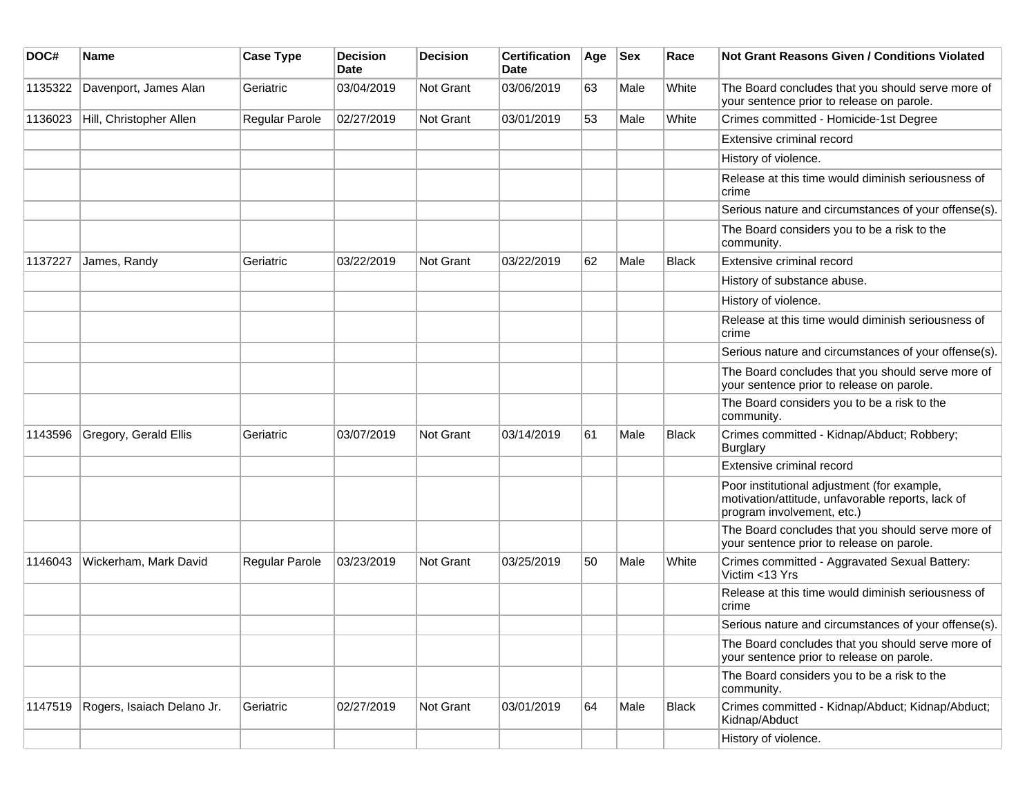| DOC# | Name | Case Type | Decision Date | Decision | Certification Date | Age | Sex | Race | Not Grant Reasons Given / Conditions Violated |
| --- | --- | --- | --- | --- | --- | --- | --- | --- | --- |
| 1135322 | Davenport, James Alan | Geriatric | 03/04/2019 | Not Grant | 03/06/2019 | 63 | Male | White | The Board concludes that you should serve more of your sentence prior to release on parole. |
| 1136023 | Hill, Christopher Allen | Regular Parole | 02/27/2019 | Not Grant | 03/01/2019 | 53 | Male | White | Crimes committed - Homicide-1st Degree |
| | | | | | | | | | Extensive criminal record |
| | | | | | | | | | History of violence. |
| | | | | | | | | | Release at this time would diminish seriousness of crime |
| | | | | | | | | | Serious nature and circumstances of your offense(s). |
| | | | | | | | | | The Board considers you to be a risk to the community. |
| 1137227 | James, Randy | Geriatric | 03/22/2019 | Not Grant | 03/22/2019 | 62 | Male | Black | Extensive criminal record |
| | | | | | | | | | History of substance abuse. |
| | | | | | | | | | History of violence. |
| | | | | | | | | | Release at this time would diminish seriousness of crime |
| | | | | | | | | | Serious nature and circumstances of your offense(s). |
| | | | | | | | | | The Board concludes that you should serve more of your sentence prior to release on parole. |
| | | | | | | | | | The Board considers you to be a risk to the community. |
| 1143596 | Gregory, Gerald Ellis | Geriatric | 03/07/2019 | Not Grant | 03/14/2019 | 61 | Male | Black | Crimes committed - Kidnap/Abduct; Robbery; Burglary |
| | | | | | | | | | Extensive criminal record |
| | | | | | | | | | Poor institutional adjustment (for example, motivation/attitude, unfavorable reports, lack of program involvement, etc.) |
| | | | | | | | | | The Board concludes that you should serve more of your sentence prior to release on parole. |
| 1146043 | Wickerham, Mark David | Regular Parole | 03/23/2019 | Not Grant | 03/25/2019 | 50 | Male | White | Crimes committed - Aggravated Sexual Battery: Victim <13 Yrs |
| | | | | | | | | | Release at this time would diminish seriousness of crime |
| | | | | | | | | | Serious nature and circumstances of your offense(s). |
| | | | | | | | | | The Board concludes that you should serve more of your sentence prior to release on parole. |
| | | | | | | | | | The Board considers you to be a risk to the community. |
| 1147519 | Rogers, Isaiach Delano Jr. | Geriatric | 02/27/2019 | Not Grant | 03/01/2019 | 64 | Male | Black | Crimes committed - Kidnap/Abduct; Kidnap/Abduct; Kidnap/Abduct |
| | | | | | | | | | History of violence. |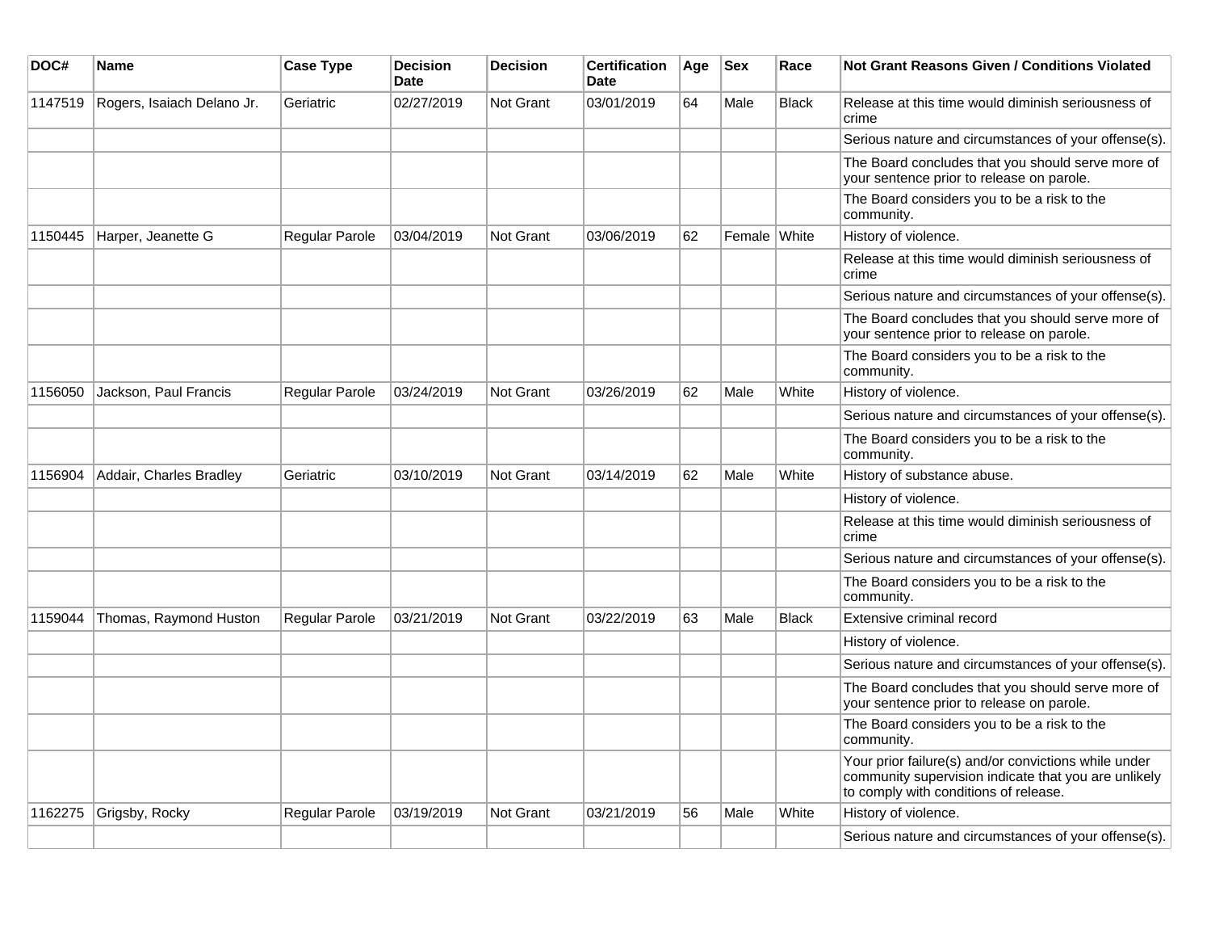| DOC# | Name | Case Type | Decision Date | Decision | Certification Date | Age | Sex | Race | Not Grant Reasons Given / Conditions Violated |
|---|---|---|---|---|---|---|---|---|---|
| 1147519 | Rogers, Isaiach Delano Jr. | Geriatric | 02/27/2019 | Not Grant | 03/01/2019 | 64 | Male | Black | Release at this time would diminish seriousness of crime |
| | | | | | | | | | Serious nature and circumstances of your offense(s). |
| | | | | | | | | | The Board concludes that you should serve more of your sentence prior to release on parole. |
| | | | | | | | | | The Board considers you to be a risk to the community. |
| 1150445 | Harper, Jeanette G | Regular Parole | 03/04/2019 | Not Grant | 03/06/2019 | 62 | Female | White | History of violence. |
| | | | | | | | | | Release at this time would diminish seriousness of crime |
| | | | | | | | | | Serious nature and circumstances of your offense(s). |
| | | | | | | | | | The Board concludes that you should serve more of your sentence prior to release on parole. |
| | | | | | | | | | The Board considers you to be a risk to the community. |
| 1156050 | Jackson, Paul Francis | Regular Parole | 03/24/2019 | Not Grant | 03/26/2019 | 62 | Male | White | History of violence. |
| | | | | | | | | | Serious nature and circumstances of your offense(s). |
| | | | | | | | | | The Board considers you to be a risk to the community. |
| 1156904 | Addair, Charles Bradley | Geriatric | 03/10/2019 | Not Grant | 03/14/2019 | 62 | Male | White | History of substance abuse. |
| | | | | | | | | | History of violence. |
| | | | | | | | | | Release at this time would diminish seriousness of crime |
| | | | | | | | | | Serious nature and circumstances of your offense(s). |
| | | | | | | | | | The Board considers you to be a risk to the community. |
| 1159044 | Thomas, Raymond Huston | Regular Parole | 03/21/2019 | Not Grant | 03/22/2019 | 63 | Male | Black | Extensive criminal record |
| | | | | | | | | | History of violence. |
| | | | | | | | | | Serious nature and circumstances of your offense(s). |
| | | | | | | | | | The Board concludes that you should serve more of your sentence prior to release on parole. |
| | | | | | | | | | The Board considers you to be a risk to the community. |
| | | | | | | | | | Your prior failure(s) and/or convictions while under community supervision indicate that you are unlikely to comply with conditions of release. |
| 1162275 | Grigsby, Rocky | Regular Parole | 03/19/2019 | Not Grant | 03/21/2019 | 56 | Male | White | History of violence. |
| | | | | | | | | | Serious nature and circumstances of your offense(s). |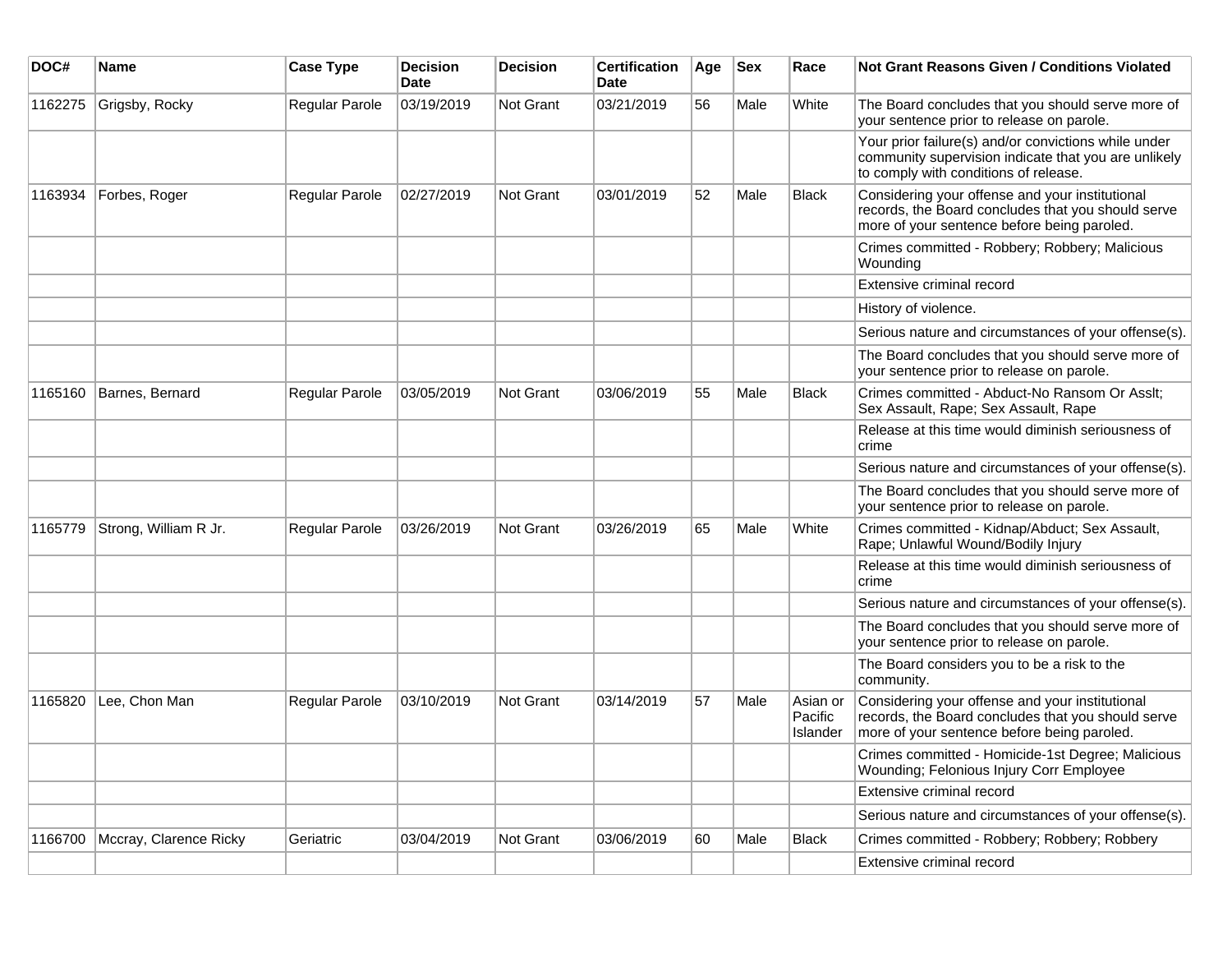| DOC# | Name | Case Type | Decision Date | Decision | Certification Date | Age | Sex | Race | Not Grant Reasons Given / Conditions Violated |
|---|---|---|---|---|---|---|---|---|---|
| 1162275 | Grigsby, Rocky | Regular Parole | 03/19/2019 | Not Grant | 03/21/2019 | 56 | Male | White | The Board concludes that you should serve more of your sentence prior to release on parole. |
| | | | | | | | | | Your prior failure(s) and/or convictions while under community supervision indicate that you are unlikely to comply with conditions of release. |
| 1163934 | Forbes, Roger | Regular Parole | 02/27/2019 | Not Grant | 03/01/2019 | 52 | Male | Black | Considering your offense and your institutional records, the Board concludes that you should serve more of your sentence before being paroled. |
| | | | | | | | | | Crimes committed - Robbery; Robbery; Malicious Wounding |
| | | | | | | | | | Extensive criminal record |
| | | | | | | | | | History of violence. |
| | | | | | | | | | Serious nature and circumstances of your offense(s). |
| | | | | | | | | | The Board concludes that you should serve more of your sentence prior to release on parole. |
| 1165160 | Barnes, Bernard | Regular Parole | 03/05/2019 | Not Grant | 03/06/2019 | 55 | Male | Black | Crimes committed - Abduct-No Ransom Or Asslt; Sex Assault, Rape; Sex Assault, Rape |
| | | | | | | | | | Release at this time would diminish seriousness of crime |
| | | | | | | | | | Serious nature and circumstances of your offense(s). |
| | | | | | | | | | The Board concludes that you should serve more of your sentence prior to release on parole. |
| 1165779 | Strong, William R Jr. | Regular Parole | 03/26/2019 | Not Grant | 03/26/2019 | 65 | Male | White | Crimes committed - Kidnap/Abduct; Sex Assault, Rape; Unlawful Wound/Bodily Injury |
| | | | | | | | | | Release at this time would diminish seriousness of crime |
| | | | | | | | | | Serious nature and circumstances of your offense(s). |
| | | | | | | | | | The Board concludes that you should serve more of your sentence prior to release on parole. |
| | | | | | | | | | The Board considers you to be a risk to the community. |
| 1165820 | Lee, Chon Man | Regular Parole | 03/10/2019 | Not Grant | 03/14/2019 | 57 | Male | Asian or Pacific Islander | Considering your offense and your institutional records, the Board concludes that you should serve more of your sentence before being paroled. |
| | | | | | | | | | Crimes committed - Homicide-1st Degree; Malicious Wounding; Felonious Injury Corr Employee |
| | | | | | | | | | Extensive criminal record |
| | | | | | | | | | Serious nature and circumstances of your offense(s). |
| 1166700 | Mccray, Clarence Ricky | Geriatric | 03/04/2019 | Not Grant | 03/06/2019 | 60 | Male | Black | Crimes committed - Robbery; Robbery; Robbery |
| | | | | | | | | | Extensive criminal record |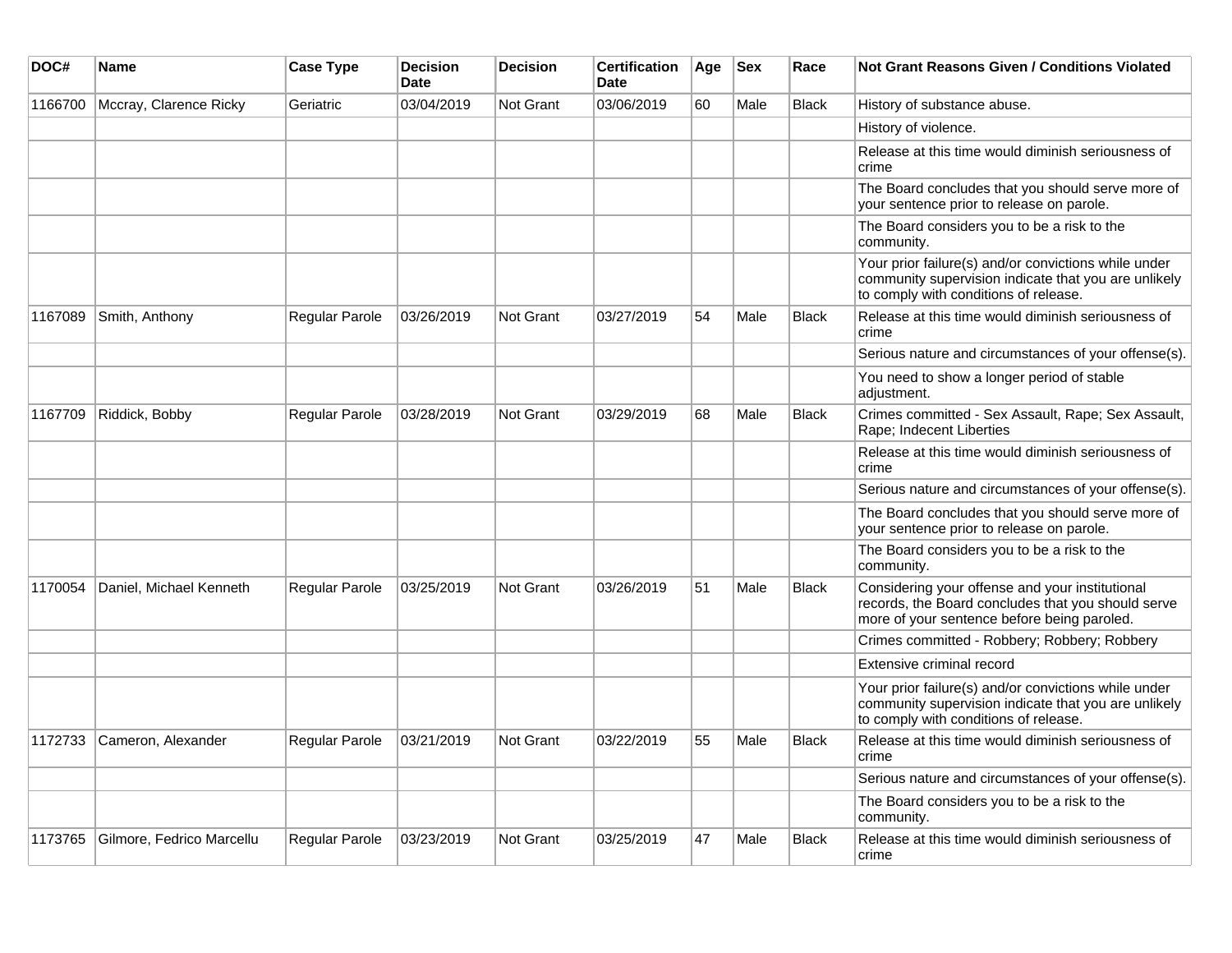| DOC# | Name | Case Type | Decision Date | Decision | Certification Date | Age | Sex | Race | Not Grant Reasons Given / Conditions Violated |
|---|---|---|---|---|---|---|---|---|---|
| 1166700 | Mccray, Clarence Ricky | Geriatric | 03/04/2019 | Not Grant | 03/06/2019 | 60 | Male | Black | History of substance abuse. |
| | | | | | | | | | History of violence. |
| | | | | | | | | | Release at this time would diminish seriousness of crime |
| | | | | | | | | | The Board concludes that you should serve more of your sentence prior to release on parole. |
| | | | | | | | | | The Board considers you to be a risk to the community. |
| | | | | | | | | | Your prior failure(s) and/or convictions while under community supervision indicate that you are unlikely to comply with conditions of release. |
| 1167089 | Smith, Anthony | Regular Parole | 03/26/2019 | Not Grant | 03/27/2019 | 54 | Male | Black | Release at this time would diminish seriousness of crime |
| | | | | | | | | | Serious nature and circumstances of your offense(s). |
| | | | | | | | | | You need to show a longer period of stable adjustment. |
| 1167709 | Riddick, Bobby | Regular Parole | 03/28/2019 | Not Grant | 03/29/2019 | 68 | Male | Black | Crimes committed - Sex Assault, Rape; Sex Assault, Rape; Indecent Liberties |
| | | | | | | | | | Release at this time would diminish seriousness of crime |
| | | | | | | | | | Serious nature and circumstances of your offense(s). |
| | | | | | | | | | The Board concludes that you should serve more of your sentence prior to release on parole. |
| | | | | | | | | | The Board considers you to be a risk to the community. |
| 1170054 | Daniel, Michael Kenneth | Regular Parole | 03/25/2019 | Not Grant | 03/26/2019 | 51 | Male | Black | Considering your offense and your institutional records, the Board concludes that you should serve more of your sentence before being paroled. |
| | | | | | | | | | Crimes committed - Robbery; Robbery; Robbery |
| | | | | | | | | | Extensive criminal record |
| | | | | | | | | | Your prior failure(s) and/or convictions while under community supervision indicate that you are unlikely to comply with conditions of release. |
| 1172733 | Cameron, Alexander | Regular Parole | 03/21/2019 | Not Grant | 03/22/2019 | 55 | Male | Black | Release at this time would diminish seriousness of crime |
| | | | | | | | | | Serious nature and circumstances of your offense(s). |
| | | | | | | | | | The Board considers you to be a risk to the community. |
| 1173765 | Gilmore, Fedrico Marcellu | Regular Parole | 03/23/2019 | Not Grant | 03/25/2019 | 47 | Male | Black | Release at this time would diminish seriousness of crime |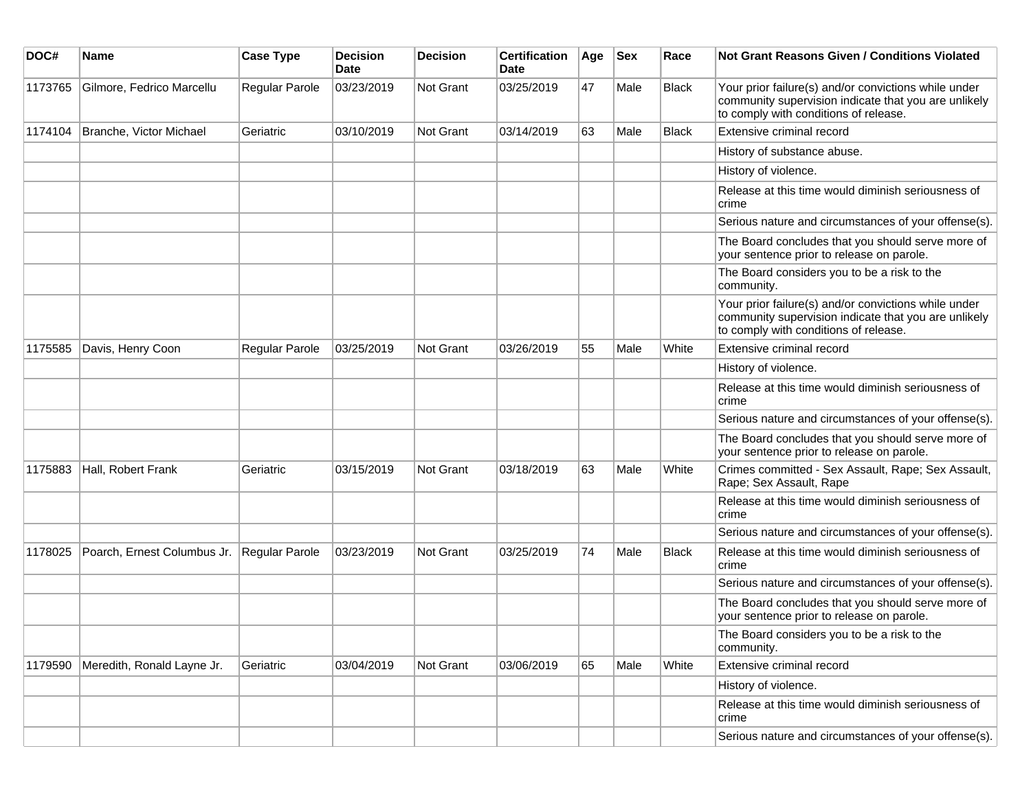| DOC# | Name | Case Type | Decision Date | Decision | Certification Date | Age | Sex | Race | Not Grant Reasons Given / Conditions Violated |
|---|---|---|---|---|---|---|---|---|---|
| 1173765 | Gilmore, Fedrico Marcellu | Regular Parole | 03/23/2019 | Not Grant | 03/25/2019 | 47 | Male | Black | Your prior failure(s) and/or convictions while under community supervision indicate that you are unlikely to comply with conditions of release. |
| 1174104 | Branche, Victor Michael | Geriatric | 03/10/2019 | Not Grant | 03/14/2019 | 63 | Male | Black | Extensive criminal record |
| | | | | | | | | | History of substance abuse. |
| | | | | | | | | | History of violence. |
| | | | | | | | | | Release at this time would diminish seriousness of crime |
| | | | | | | | | | Serious nature and circumstances of your offense(s). |
| | | | | | | | | | The Board concludes that you should serve more of your sentence prior to release on parole. |
| | | | | | | | | | The Board considers you to be a risk to the community. |
| | | | | | | | | | Your prior failure(s) and/or convictions while under community supervision indicate that you are unlikely to comply with conditions of release. |
| 1175585 | Davis, Henry Coon | Regular Parole | 03/25/2019 | Not Grant | 03/26/2019 | 55 | Male | White | Extensive criminal record |
| | | | | | | | | | History of violence. |
| | | | | | | | | | Release at this time would diminish seriousness of crime |
| | | | | | | | | | Serious nature and circumstances of your offense(s). |
| | | | | | | | | | The Board concludes that you should serve more of your sentence prior to release on parole. |
| 1175883 | Hall, Robert Frank | Geriatric | 03/15/2019 | Not Grant | 03/18/2019 | 63 | Male | White | Crimes committed - Sex Assault, Rape; Sex Assault, Rape; Sex Assault, Rape |
| | | | | | | | | | Release at this time would diminish seriousness of crime |
| | | | | | | | | | Serious nature and circumstances of your offense(s). |
| 1178025 | Poarch, Ernest Columbus Jr. | Regular Parole | 03/23/2019 | Not Grant | 03/25/2019 | 74 | Male | Black | Release at this time would diminish seriousness of crime |
| | | | | | | | | | Serious nature and circumstances of your offense(s). |
| | | | | | | | | | The Board concludes that you should serve more of your sentence prior to release on parole. |
| | | | | | | | | | The Board considers you to be a risk to the community. |
| 1179590 | Meredith, Ronald Layne Jr. | Geriatric | 03/04/2019 | Not Grant | 03/06/2019 | 65 | Male | White | Extensive criminal record |
| | | | | | | | | | History of violence. |
| | | | | | | | | | Release at this time would diminish seriousness of crime |
| | | | | | | | | | Serious nature and circumstances of your offense(s). |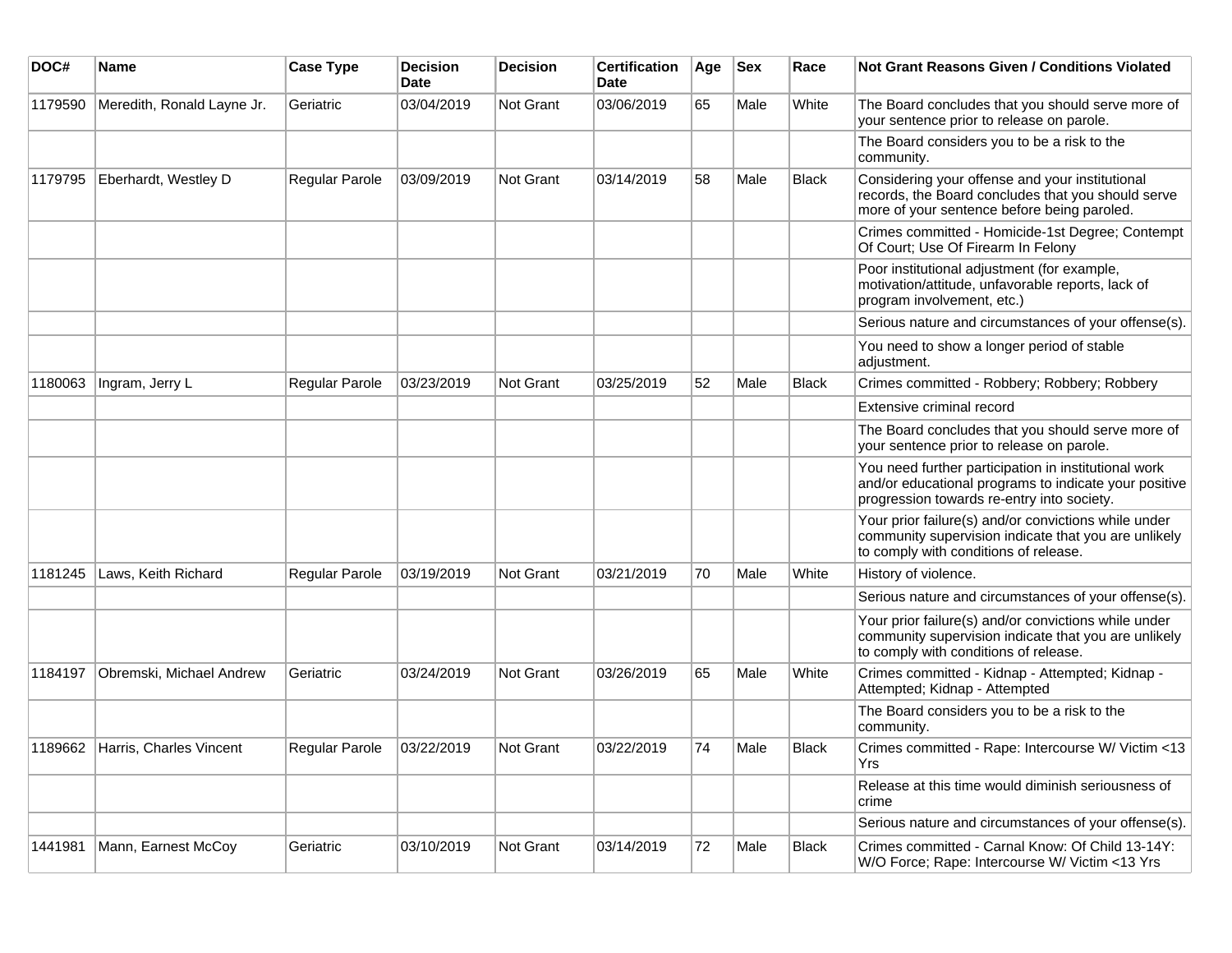| DOC# | Name | Case Type | Decision Date | Decision | Certification Date | Age | Sex | Race | Not Grant Reasons Given / Conditions Violated |
|---|---|---|---|---|---|---|---|---|---|
| 1179590 | Meredith, Ronald Layne Jr. | Geriatric | 03/04/2019 | Not Grant | 03/06/2019 | 65 | Male | White | The Board concludes that you should serve more of your sentence prior to release on parole. |
| | | | | | | | | | The Board considers you to be a risk to the community. |
| 1179795 | Eberhardt, Westley D | Regular Parole | 03/09/2019 | Not Grant | 03/14/2019 | 58 | Male | Black | Considering your offense and your institutional records, the Board concludes that you should serve more of your sentence before being paroled. |
| | | | | | | | | | Crimes committed - Homicide-1st Degree; Contempt Of Court; Use Of Firearm In Felony |
| | | | | | | | | | Poor institutional adjustment (for example, motivation/attitude, unfavorable reports, lack of program involvement, etc.) |
| | | | | | | | | | Serious nature and circumstances of your offense(s). |
| | | | | | | | | | You need to show a longer period of stable adjustment. |
| 1180063 | Ingram, Jerry L | Regular Parole | 03/23/2019 | Not Grant | 03/25/2019 | 52 | Male | Black | Crimes committed - Robbery; Robbery; Robbery |
| | | | | | | | | | Extensive criminal record |
| | | | | | | | | | The Board concludes that you should serve more of your sentence prior to release on parole. |
| | | | | | | | | | You need further participation in institutional work and/or educational programs to indicate your positive progression towards re-entry into society. |
| | | | | | | | | | Your prior failure(s) and/or convictions while under community supervision indicate that you are unlikely to comply with conditions of release. |
| 1181245 | Laws, Keith Richard | Regular Parole | 03/19/2019 | Not Grant | 03/21/2019 | 70 | Male | White | History of violence. |
| | | | | | | | | | Serious nature and circumstances of your offense(s). |
| | | | | | | | | | Your prior failure(s) and/or convictions while under community supervision indicate that you are unlikely to comply with conditions of release. |
| 1184197 | Obremski, Michael Andrew | Geriatric | 03/24/2019 | Not Grant | 03/26/2019 | 65 | Male | White | Crimes committed - Kidnap - Attempted; Kidnap - Attempted; Kidnap - Attempted |
| | | | | | | | | | The Board considers you to be a risk to the community. |
| 1189662 | Harris, Charles Vincent | Regular Parole | 03/22/2019 | Not Grant | 03/22/2019 | 74 | Male | Black | Crimes committed - Rape: Intercourse W/ Victim <13 Yrs |
| | | | | | | | | | Release at this time would diminish seriousness of crime |
| | | | | | | | | | Serious nature and circumstances of your offense(s). |
| 1441981 | Mann, Earnest McCoy | Geriatric | 03/10/2019 | Not Grant | 03/14/2019 | 72 | Male | Black | Crimes committed - Carnal Know: Of Child 13-14Y: W/O Force; Rape: Intercourse W/ Victim <13 Yrs |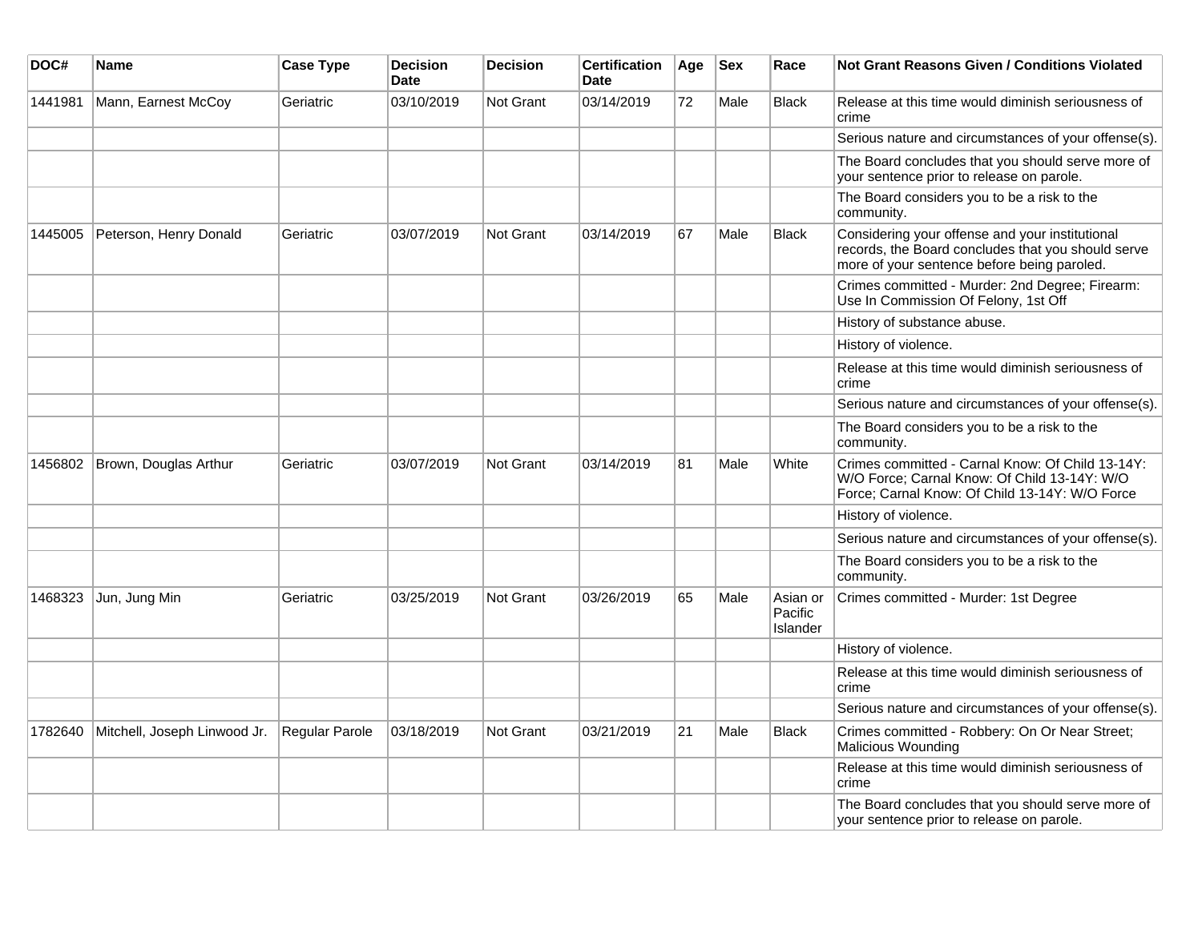| DOC# | Name | Case Type | Decision Date | Decision | Certification Date | Age | Sex | Race | Not Grant Reasons Given / Conditions Violated |
|---|---|---|---|---|---|---|---|---|---|
| 1441981 | Mann, Earnest McCoy | Geriatric | 03/10/2019 | Not Grant | 03/14/2019 | 72 | Male | Black | Release at this time would diminish seriousness of crime |
| | | | | | | | | | Serious nature and circumstances of your offense(s). |
| | | | | | | | | | The Board concludes that you should serve more of your sentence prior to release on parole. |
| | | | | | | | | | The Board considers you to be a risk to the community. |
| 1445005 | Peterson, Henry Donald | Geriatric | 03/07/2019 | Not Grant | 03/14/2019 | 67 | Male | Black | Considering your offense and your institutional records, the Board concludes that you should serve more of your sentence before being paroled. |
| | | | | | | | | | Crimes committed - Murder: 2nd Degree; Firearm: Use In Commission Of Felony, 1st Off |
| | | | | | | | | | History of substance abuse. |
| | | | | | | | | | History of violence. |
| | | | | | | | | | Release at this time would diminish seriousness of crime |
| | | | | | | | | | Serious nature and circumstances of your offense(s). |
| | | | | | | | | | The Board considers you to be a risk to the community. |
| 1456802 | Brown, Douglas Arthur | Geriatric | 03/07/2019 | Not Grant | 03/14/2019 | 81 | Male | White | Crimes committed - Carnal Know: Of Child 13-14Y: W/O Force; Carnal Know: Of Child 13-14Y: W/O Force; Carnal Know: Of Child 13-14Y: W/O Force |
| | | | | | | | | | History of violence. |
| | | | | | | | | | Serious nature and circumstances of your offense(s). |
| | | | | | | | | | The Board considers you to be a risk to the community. |
| 1468323 | Jun, Jung Min | Geriatric | 03/25/2019 | Not Grant | 03/26/2019 | 65 | Male | Asian or Pacific Islander | Crimes committed - Murder: 1st Degree |
| | | | | | | | | | History of violence. |
| | | | | | | | | | Release at this time would diminish seriousness of crime |
| | | | | | | | | | Serious nature and circumstances of your offense(s). |
| 1782640 | Mitchell, Joseph Linwood Jr. | Regular Parole | 03/18/2019 | Not Grant | 03/21/2019 | 21 | Male | Black | Crimes committed - Robbery: On Or Near Street; Malicious Wounding |
| | | | | | | | | | Release at this time would diminish seriousness of crime |
| | | | | | | | | | The Board concludes that you should serve more of your sentence prior to release on parole. |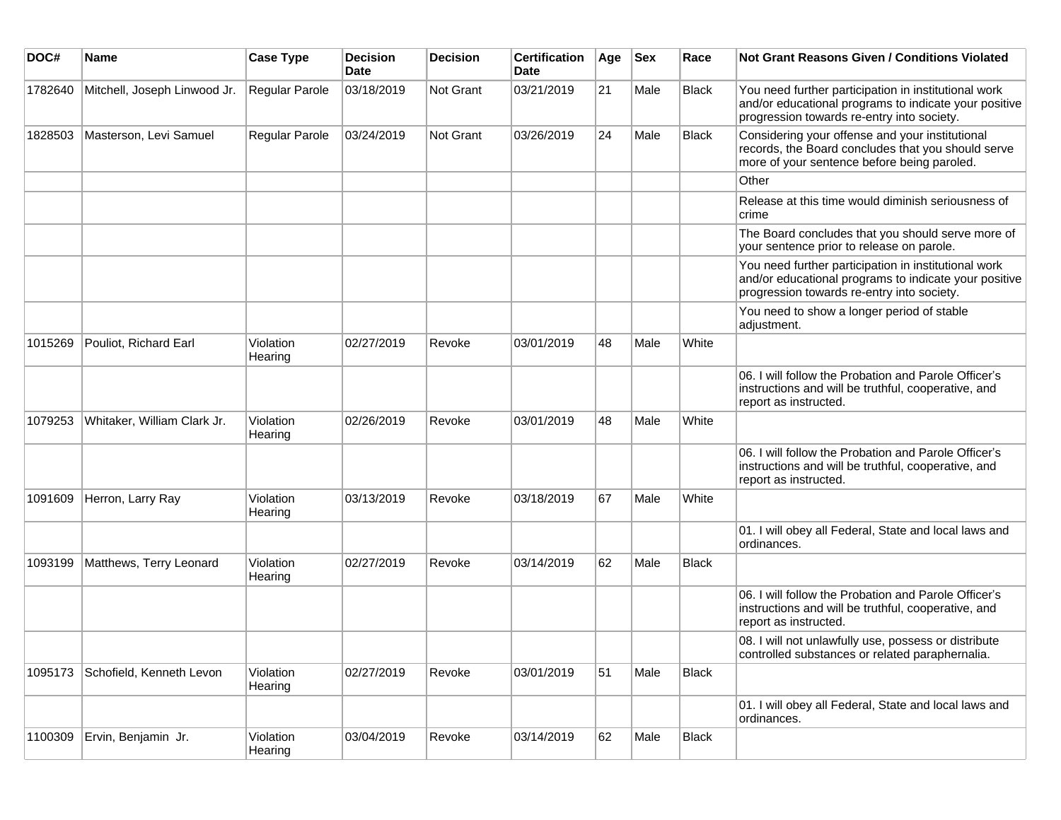| DOC# | Name | Case Type | Decision Date | Decision | Certification Date | Age | Sex | Race | Not Grant Reasons Given / Conditions Violated |
|---|---|---|---|---|---|---|---|---|---|
| 1782640 | Mitchell, Joseph Linwood Jr. | Regular Parole | 03/18/2019 | Not Grant | 03/21/2019 | 21 | Male | Black | You need further participation in institutional work and/or educational programs to indicate your positive progression towards re-entry into society. |
| 1828503 | Masterson, Levi Samuel | Regular Parole | 03/24/2019 | Not Grant | 03/26/2019 | 24 | Male | Black | Considering your offense and your institutional records, the Board concludes that you should serve more of your sentence before being paroled. |
| | | | | | | | | | Other |
| | | | | | | | | | Release at this time would diminish seriousness of crime |
| | | | | | | | | | The Board concludes that you should serve more of your sentence prior to release on parole. |
| | | | | | | | | | You need further participation in institutional work and/or educational programs to indicate your positive progression towards re-entry into society. |
| | | | | | | | | | You need to show a longer period of stable adjustment. |
| 1015269 | Pouliot, Richard Earl | Violation Hearing | 02/27/2019 | Revoke | 03/01/2019 | 48 | Male | White | |
| | | | | | | | | | 06. I will follow the Probation and Parole Officer's instructions and will be truthful, cooperative, and report as instructed. |
| 1079253 | Whitaker, William Clark Jr. | Violation Hearing | 02/26/2019 | Revoke | 03/01/2019 | 48 | Male | White | |
| | | | | | | | | | 06. I will follow the Probation and Parole Officer's instructions and will be truthful, cooperative, and report as instructed. |
| 1091609 | Herron, Larry Ray | Violation Hearing | 03/13/2019 | Revoke | 03/18/2019 | 67 | Male | White | |
| | | | | | | | | | 01. I will obey all Federal, State and local laws and ordinances. |
| 1093199 | Matthews, Terry Leonard | Violation Hearing | 02/27/2019 | Revoke | 03/14/2019 | 62 | Male | Black | |
| | | | | | | | | | 06. I will follow the Probation and Parole Officer's instructions and will be truthful, cooperative, and report as instructed. |
| | | | | | | | | | 08. I will not unlawfully use, possess or distribute controlled substances or related paraphernalia. |
| 1095173 | Schofield, Kenneth Levon | Violation Hearing | 02/27/2019 | Revoke | 03/01/2019 | 51 | Male | Black | |
| | | | | | | | | | 01. I will obey all Federal, State and local laws and ordinances. |
| 1100309 | Ervin, Benjamin Jr. | Violation Hearing | 03/04/2019 | Revoke | 03/14/2019 | 62 | Male | Black | |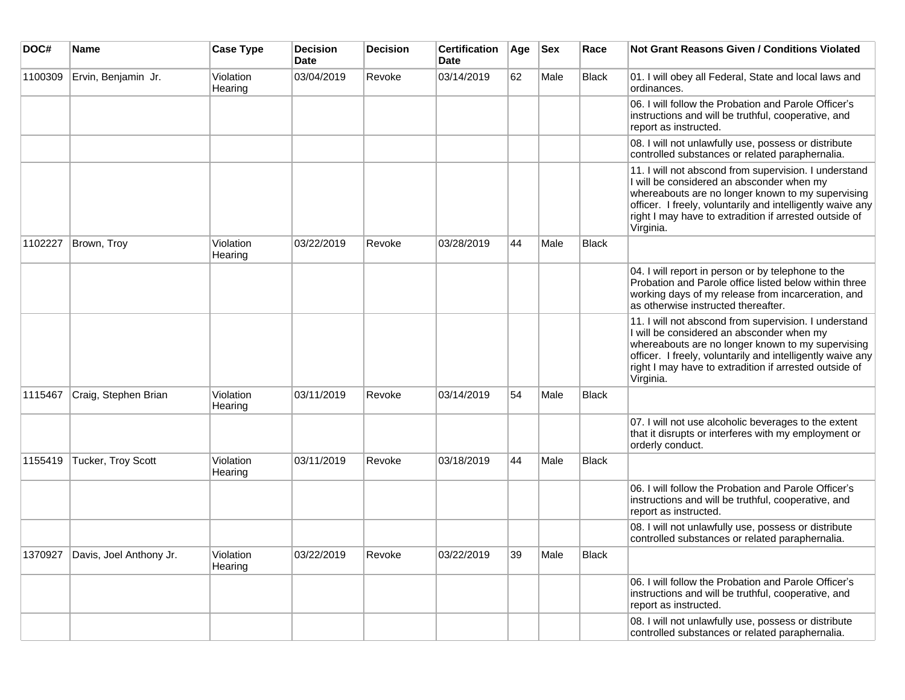| DOC# | Name | Case Type | Decision Date | Decision | Certification Date | Age | Sex | Race | Not Grant Reasons Given / Conditions Violated |
|---|---|---|---|---|---|---|---|---|---|
| 1100309 | Ervin, Benjamin Jr. | Violation Hearing | 03/04/2019 | Revoke | 03/14/2019 | 62 | Male | Black | 01. I will obey all Federal, State and local laws and ordinances. |
| | | | | | | | | | 06. I will follow the Probation and Parole Officer's instructions and will be truthful, cooperative, and report as instructed. |
| | | | | | | | | | 08. I will not unlawfully use, possess or distribute controlled substances or related paraphernalia. |
| | | | | | | | | | 11. I will not abscond from supervision. I understand I will be considered an absconder when my whereabouts are no longer known to my supervising officer. I freely, voluntarily and intelligently waive any right I may have to extradition if arrested outside of Virginia. |
| 1102227 | Brown, Troy | Violation Hearing | 03/22/2019 | Revoke | 03/28/2019 | 44 | Male | Black | |
| | | | | | | | | | 04. I will report in person or by telephone to the Probation and Parole office listed below within three working days of my release from incarceration, and as otherwise instructed thereafter. |
| | | | | | | | | | 11. I will not abscond from supervision. I understand I will be considered an absconder when my whereabouts are no longer known to my supervising officer. I freely, voluntarily and intelligently waive any right I may have to extradition if arrested outside of Virginia. |
| 1115467 | Craig, Stephen Brian | Violation Hearing | 03/11/2019 | Revoke | 03/14/2019 | 54 | Male | Black | |
| | | | | | | | | | 07. I will not use alcoholic beverages to the extent that it disrupts or interferes with my employment or orderly conduct. |
| 1155419 | Tucker, Troy Scott | Violation Hearing | 03/11/2019 | Revoke | 03/18/2019 | 44 | Male | Black | |
| | | | | | | | | | 06. I will follow the Probation and Parole Officer's instructions and will be truthful, cooperative, and report as instructed. |
| | | | | | | | | | 08. I will not unlawfully use, possess or distribute controlled substances or related paraphernalia. |
| 1370927 | Davis, Joel Anthony Jr. | Violation Hearing | 03/22/2019 | Revoke | 03/22/2019 | 39 | Male | Black | |
| | | | | | | | | | 06. I will follow the Probation and Parole Officer's instructions and will be truthful, cooperative, and report as instructed. |
| | | | | | | | | | 08. I will not unlawfully use, possess or distribute controlled substances or related paraphernalia. |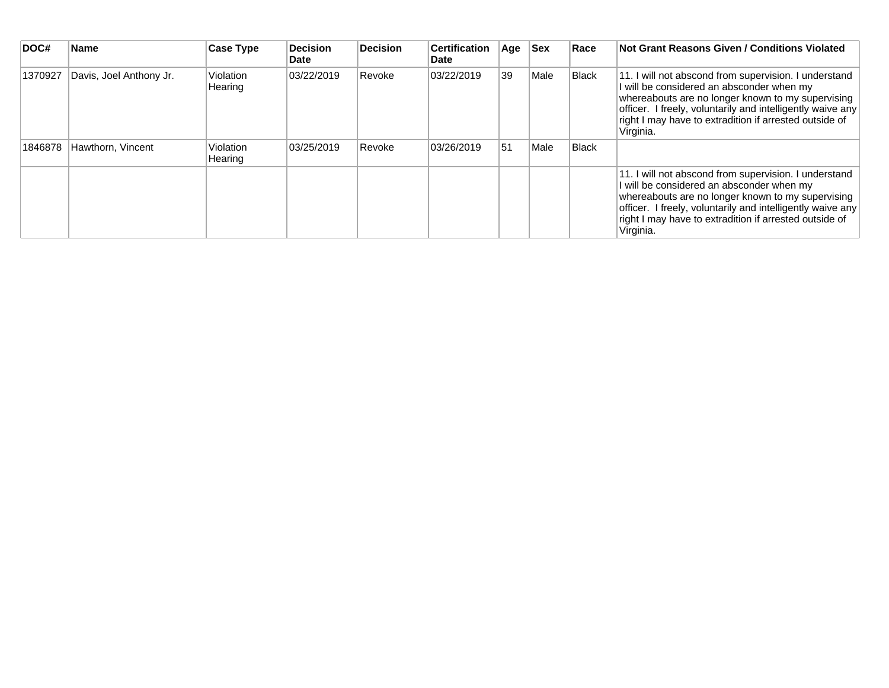| DOC# | Name | Case Type | Decision Date | Decision | Certification Date | Age | Sex | Race | Not Grant Reasons Given / Conditions Violated |
|---|---|---|---|---|---|---|---|---|---|
| 1370927 | Davis, Joel Anthony Jr. | Violation Hearing | 03/22/2019 | Revoke | 03/22/2019 | 39 | Male | Black | 11. I will not abscond from supervision. I understand I will be considered an absconder when my whereabouts are no longer known to my supervising officer. I freely, voluntarily and intelligently waive any right I may have to extradition if arrested outside of Virginia. |
| 1846878 | Hawthorn, Vincent | Violation Hearing | 03/25/2019 | Revoke | 03/26/2019 | 51 | Male | Black | |
| | | | | | | | | | 11. I will not abscond from supervision. I understand I will be considered an absconder when my whereabouts are no longer known to my supervising officer. I freely, voluntarily and intelligently waive any right I may have to extradition if arrested outside of Virginia. |